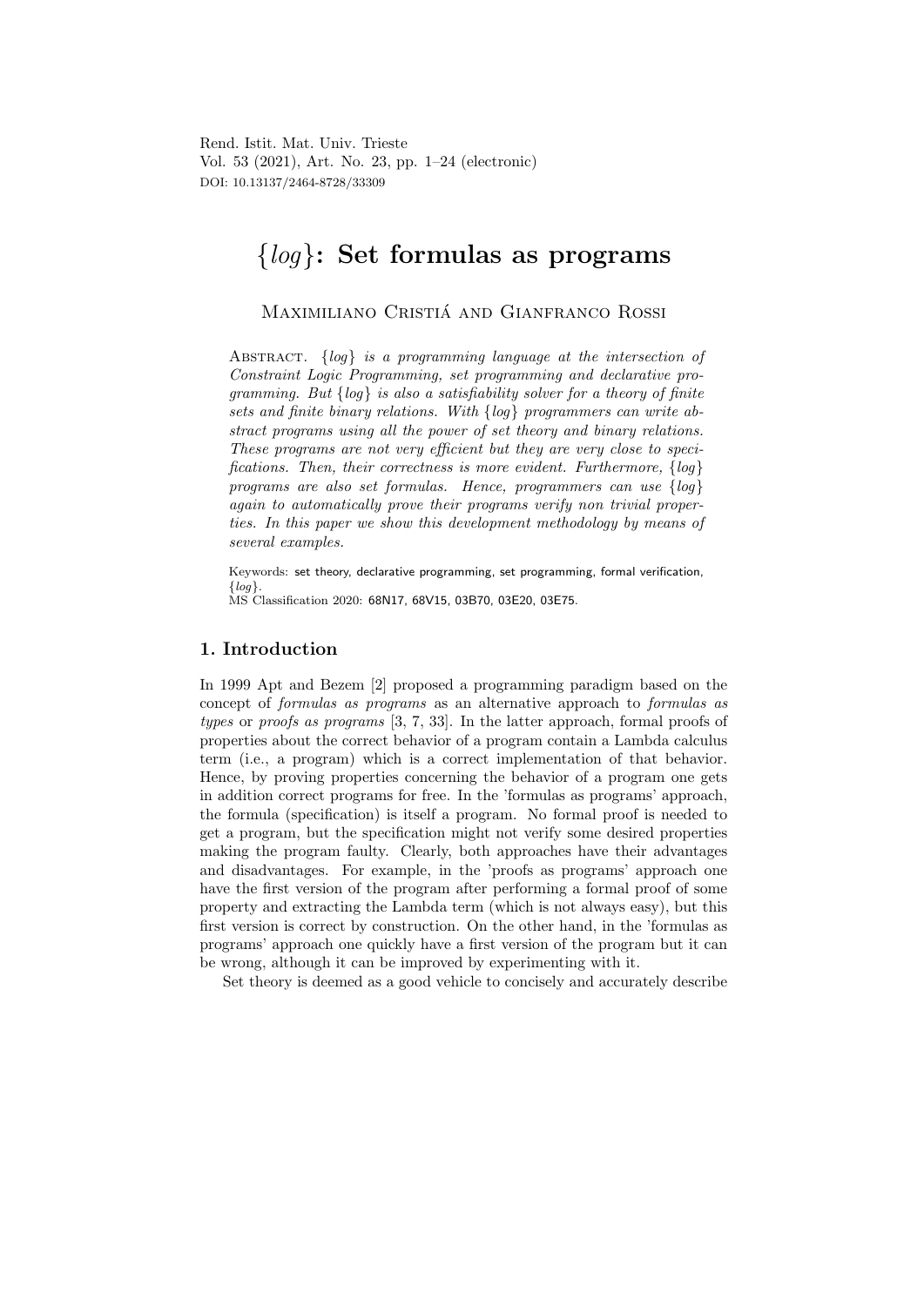# $\{log\}$: Set formulas as programs

Maximiliano Cristiá and Gianfranco Rossi

Abstract. *$\{log\}$ is a programming language at the intersection of Constraint Logic Programming, set programming and declarative programming. But $\{log\}$ is also a satisfiability solver for a theory of finite sets and finite binary relations. With $\{log\}$ programmers can write abstract programs using all the power of set theory and binary relations. These programs are not very efficient but they are very close to specifications. Then, their correctness is more evident. Furthermore, $\{log\}$ programs are also set formulas. Hence, programmers can use $\{log\}$ again to automatically prove their programs verify non trivial properties. In this paper we show this development methodology by means of several examples.*

Keywords: set theory, declarative programming, set programming, formal verification, $\{log\}$.
MS Classification 2020: 68N17, 68V15, 03B70, 03E20, 03E75.

## 1. Introduction

In 1999 Apt and Bezem [2] proposed a programming paradigm based on the concept of *formulas as programs* as an alternative approach to *formulas as types* or *proofs as programs* [3, 7, 33]. In the latter approach, formal proofs of properties about the correct behavior of a program contain a Lambda calculus term (i.e., a program) which is a correct implementation of that behavior. Hence, by proving properties concerning the behavior of a program one gets in addition correct programs for free. In the 'formulas as programs' approach, the formula (specification) is itself a program. No formal proof is needed to get a program, but the specification might not verify some desired properties making the program faulty. Clearly, both approaches have their advantages and disadvantages. For example, in the 'proofs as programs' approach one have the first version of the program after performing a formal proof of some property and extracting the Lambda term (which is not always easy), but this first version is correct by construction. On the other hand, in the 'formulas as programs' approach one quickly have a first version of the program but it can be wrong, although it can be improved by experimenting with it.

Set theory is deemed as a good vehicle to concisely and accurately describe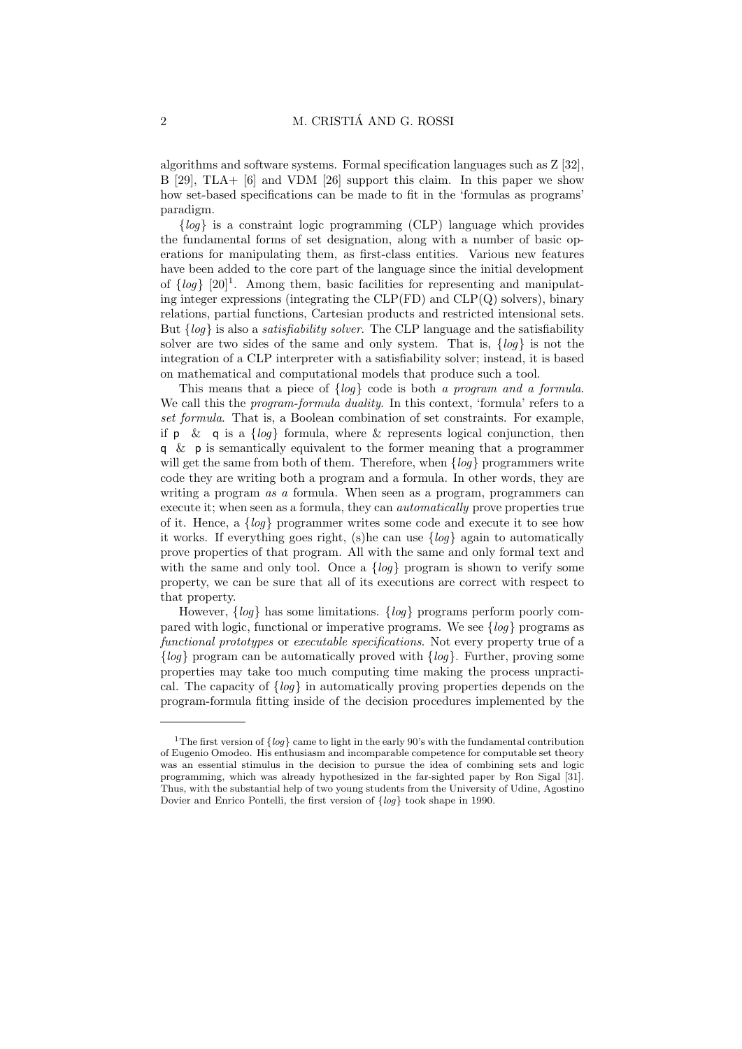algorithms and software systems. Formal specification languages such as Z [32], B [29], TLA+ [6] and VDM [26] support this claim. In this paper we show how set-based specifications can be made to fit in the 'formulas as programs' paradigm.

{*log*} is a constraint logic programming (CLP) language which provides the fundamental forms of set designation, along with a number of basic operations for manipulating them, as first-class entities. Various new features have been added to the core part of the language since the initial development of {*log*} [20][1]. Among them, basic facilities for representing and manipulating integer expressions (integrating the CLP(FD) and CLP(Q) solvers), binary relations, partial functions, Cartesian products and restricted intensional sets. But {*log*} is also a *satisfiability solver*. The CLP language and the satisfiability solver are two sides of the same and only system. That is, {*log*} is not the integration of a CLP interpreter with a satisfiability solver; instead, it is based on mathematical and computational models that produce such a tool.

This means that a piece of {*log*} code is both *a program and a formula*. We call this the *program-formula duality*. In this context, 'formula' refers to a *set formula*. That is, a Boolean combination of set constraints. For example, if `p & q` is a {*log*} formula, where & represents logical conjunction, then `q & p` is semantically equivalent to the former meaning that a programmer will get the same from both of them. Therefore, when {*log*} programmers write code they are writing both a program and a formula. In other words, they are writing a program *as a* formula. When seen as a program, programmers can execute it; when seen as a formula, they can *automatically* prove properties true of it. Hence, a {*log*} programmer writes some code and execute it to see how it works. If everything goes right, (s)he can use {*log*} again to automatically prove properties of that program. All with the same and only formal text and with the same and only tool. Once a {*log*} program is shown to verify some property, we can be sure that all of its executions are correct with respect to that property.

However, {*log*} has some limitations. {*log*} programs perform poorly compared with logic, functional or imperative programs. We see {*log*} programs as *functional prototypes* or *executable specifications*. Not every property true of a {*log*} program can be automatically proved with {*log*}. Further, proving some properties may take too much computing time making the process unpractical. The capacity of {*log*} in automatically proving properties depends on the program-formula fitting inside of the decision procedures implemented by the

---

[1] The first version of {*log*} came to light in the early 90's with the fundamental contribution of Eugenio Omodeo. His enthusiasm and incomparable competence for computable set theory was an essential stimulus in the decision to pursue the idea of combining sets and logic programming, which was already hypothesized in the far-sighted paper by Ron Sigal [31]. Thus, with the substantial help of two young students from the University of Udine, Agostino Dovier and Enrico Pontelli, the first version of {*log*} took shape in 1990.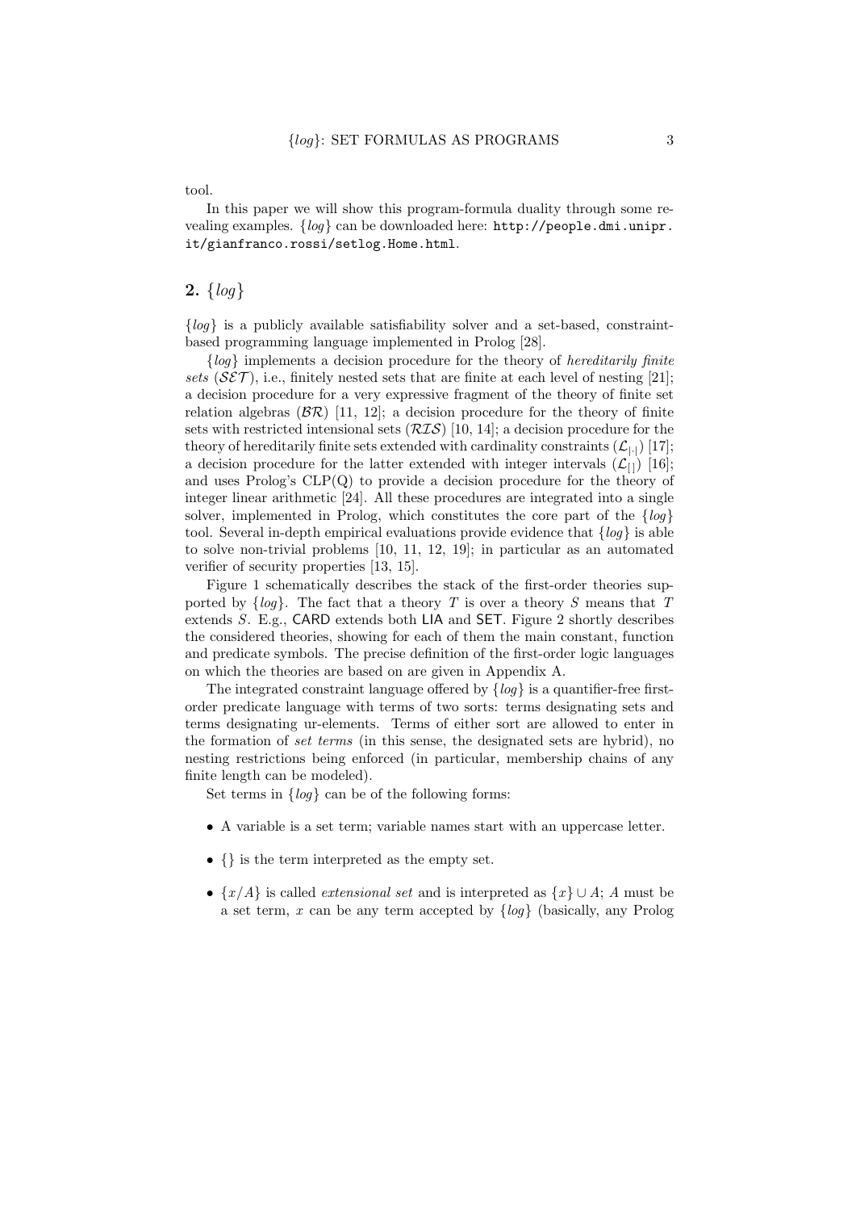tool.

In this paper we will show this program-formula duality through some revealing examples. {*log*} can be downloaded here: http://people.dmi.unipr.it/gianfranco.rossi/setlog.Home.html.

## 2. {*log*}

{*log*} is a publicly available satisfiability solver and a set-based, constraint-based programming language implemented in Prolog [28].

{*log*} implements a decision procedure for the theory of *hereditarily finite sets* ($\mathcal{SET}$), i.e., finitely nested sets that are finite at each level of nesting [21]; a decision procedure for a very expressive fragment of the theory of finite set relation algebras ($\mathcal{BR}$) [11, 12]; a decision procedure for the theory of finite sets with restricted intensional sets ($\mathcal{RIS}$) [10, 14]; a decision procedure for the theory of hereditarily finite sets extended with cardinality constraints ($\mathcal{L}_{|\cdot|}$) [17]; a decision procedure for the latter extended with integer intervals ($\mathcal{L}_{[\,]}$) [16]; and uses Prolog's CLP(Q) to provide a decision procedure for the theory of integer linear arithmetic [24]. All these procedures are integrated into a single solver, implemented in Prolog, which constitutes the core part of the {*log*} tool. Several in-depth empirical evaluations provide evidence that {*log*} is able to solve non-trivial problems [10, 11, 12, 19]; in particular as an automated verifier of security properties [13, 15].

Figure 1 schematically describes the stack of the first-order theories supported by {*log*}. The fact that a theory $T$ is over a theory $S$ means that $T$ extends $S$. E.g., CARD extends both LIA and SET. Figure 2 shortly describes the considered theories, showing for each of them the main constant, function and predicate symbols. The precise definition of the first-order logic languages on which the theories are based on are given in Appendix A.

The integrated constraint language offered by {*log*} is a quantifier-free first-order predicate language with terms of two sorts: terms designating sets and terms designating ur-elements. Terms of either sort are allowed to enter in the formation of *set terms* (in this sense, the designated sets are hybrid), no nesting restrictions being enforced (in particular, membership chains of any finite length can be modeled).

Set terms in {*log*} can be of the following forms:

- A variable is a set term; variable names start with an uppercase letter.
- {} is the term interpreted as the empty set.
- $\{x/A\}$ is called *extensional set* and is interpreted as $\{x\} \cup A$; $A$ must be a set term, $x$ can be any term accepted by {*log*} (basically, any Prolog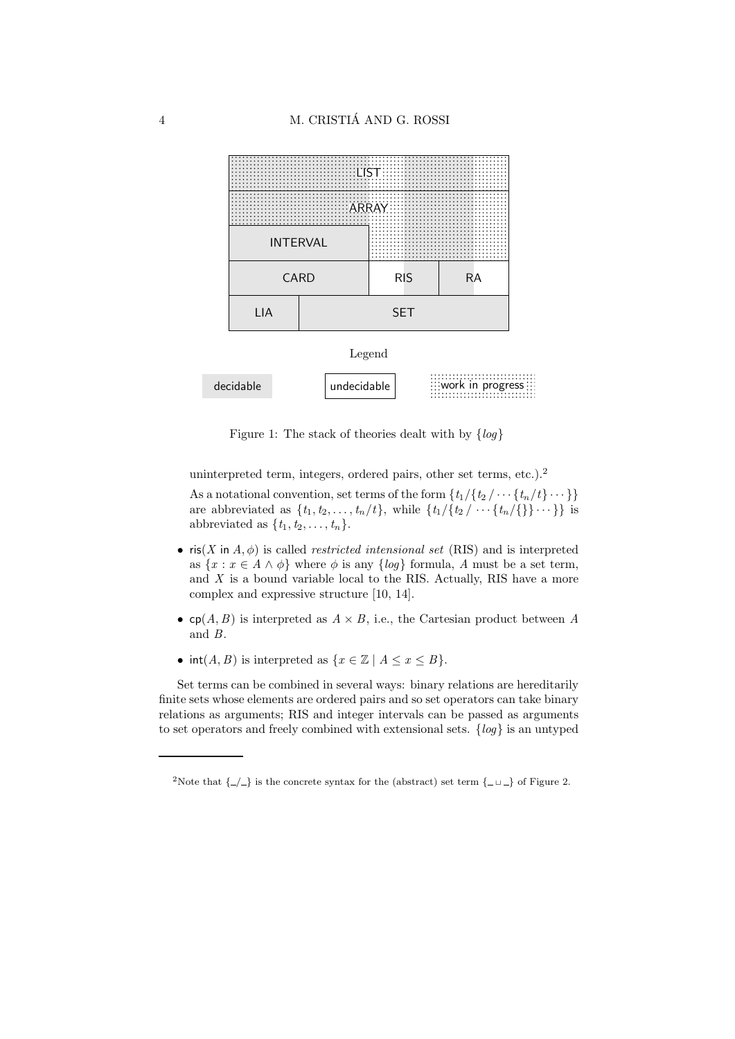LIST
ARRAY
INTERVAL
CARD
RIS
RA
LIA
SET

Legend

decidable | undecidable | work in progress

Figure 1: The stack of theories dealt with by $\{log\}$

uninterpreted term, integers, ordered pairs, other set terms, etc.).[2]

As a notational convention, set terms of the form $\{t_1 / \{t_2 / \cdots \{t_n / t\} \cdots\}\}$ are abbreviated as $\{t_1, t_2, \ldots, t_n / t\}$, while $\{t_1 / \{t_2 / \cdots \{t_n / \{\}\} \cdots\}\}$ is abbreviated as $\{t_1, t_2, \ldots, t_n\}$.

- $\mathsf{ris}(X \mathsf{~in~} A, \phi)$ is called *restricted intensional set* (RIS) and is interpreted as $\{x : x \in A \wedge \phi\}$ where $\phi$ is any $\{log\}$ formula, $A$ must be a set term, and $X$ is a bound variable local to the RIS. Actually, RIS have a more complex and expressive structure [10, 14].
- $\mathsf{cp}(A, B)$ is interpreted as $A \times B$, i.e., the Cartesian product between $A$ and $B$.
- $\mathsf{int}(A, B)$ is interpreted as $\{x \in \mathbb{Z} \mid A \leq x \leq B\}$.

Set terms can be combined in several ways: binary relations are hereditarily finite sets whose elements are ordered pairs and so set operators can take binary relations as arguments; RIS and integer intervals can be passed as arguments to set operators and freely combined with extensional sets. $\{log\}$ is an untyped

[2]Note that $\{\_/\_\}$ is the concrete syntax for the (abstract) set term $\{\_ \sqcup \_\}$ of Figure 2.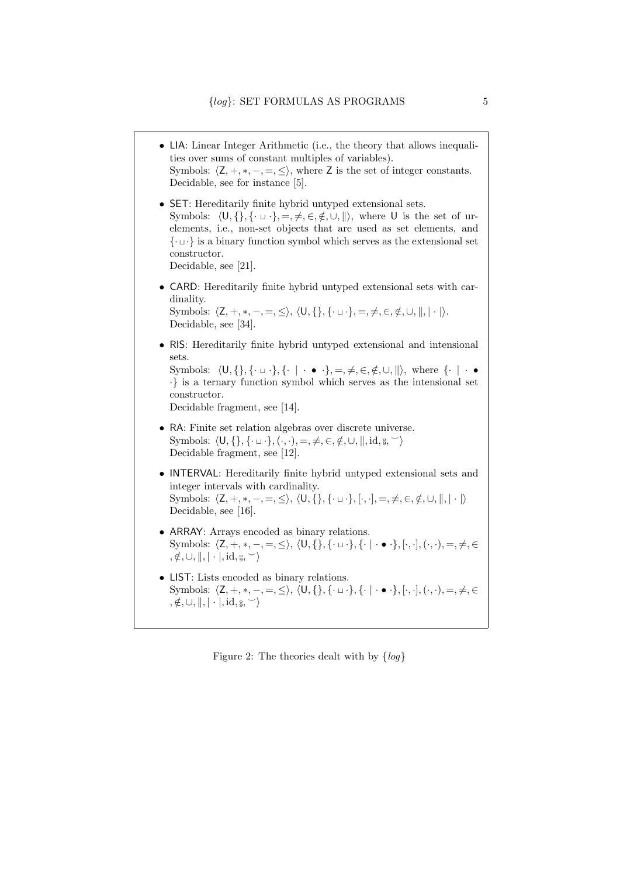- LIA: Linear Integer Arithmetic (i.e., the theory that allows inequalities over sums of constant multiples of variables).
  Symbols: $\langle \mathsf{Z}, +, *, -, =, \leq \rangle$, where $\mathsf{Z}$ is the set of integer constants.
  Decidable, see for instance [5].

- SET: Hereditarily finite hybrid untyped extensional sets.
  Symbols: $\langle \mathsf{U}, \{\}, \{\cdot \sqcup \cdot\}, =, \neq, \in, \notin, \cup, \| \rangle$, where $\mathsf{U}$ is the set of urelements, i.e., non-set objects that are used as set elements, and $\{\cdot \sqcup \cdot\}$ is a binary function symbol which serves as the extensional set constructor.
  Decidable, see [21].

- CARD: Hereditarily finite hybrid untyped extensional sets with cardinality.
  Symbols: $\langle \mathsf{Z}, +, *, -, =, \leq \rangle$, $\langle \mathsf{U}, \{\}, \{\cdot \sqcup \cdot\}, =, \neq, \in, \notin, \cup, \|, |\cdot| \rangle$.
  Decidable, see [34].

- RIS: Hereditarily finite hybrid untyped extensional and intensional sets.
  Symbols: $\langle \mathsf{U}, \{\}, \{\cdot \sqcup \cdot\}, \{\cdot \mid \cdot \bullet \cdot\}, =, \neq, \in, \notin, \cup, \| \rangle$, where $\{\cdot \mid \cdot \bullet \cdot\}$ is a ternary function symbol which serves as the intensional set constructor.
  Decidable fragment, see [14].

- RA: Finite set relation algebras over discrete universe.
  Symbols: $\langle \mathsf{U}, \{\}, \{\cdot \sqcup \cdot\}, (\cdot,\cdot), =, \neq, \in, \notin, \cup, \|, \mathrm{id}, \fatsemi, \smile \rangle$
  Decidable fragment, see [12].

- INTERVAL: Hereditarily finite hybrid untyped extensional sets and integer intervals with cardinality.
  Symbols: $\langle \mathsf{Z}, +, *, -, =, \leq \rangle$, $\langle \mathsf{U}, \{\}, \{\cdot \sqcup \cdot\}, [\cdot,\cdot], =, \neq, \in, \notin, \cup, \|, |\cdot| \rangle$
  Decidable, see [16].

- ARRAY: Arrays encoded as binary relations.
  Symbols: $\langle \mathsf{Z}, +, *, -, =, \leq \rangle$, $\langle \mathsf{U}, \{\}, \{\cdot \sqcup \cdot\}, \{\cdot \mid \cdot \bullet \cdot\}, [\cdot,\cdot], (\cdot,\cdot), =, \neq, \in, \notin, \cup, \|, |\cdot|, \mathrm{id}, \fatsemi, \smile \rangle$

- LIST: Lists encoded as binary relations.
  Symbols: $\langle \mathsf{Z}, +, *, -, =, \leq \rangle$, $\langle \mathsf{U}, \{\}, \{\cdot \sqcup \cdot\}, \{\cdot \mid \cdot \bullet \cdot\}, [\cdot,\cdot], (\cdot,\cdot), =, \neq, \in, \notin, \cup, \|, |\cdot|, \mathrm{id}, \fatsemi, \smile \rangle$

Figure 2: The theories dealt with by $\{log\}$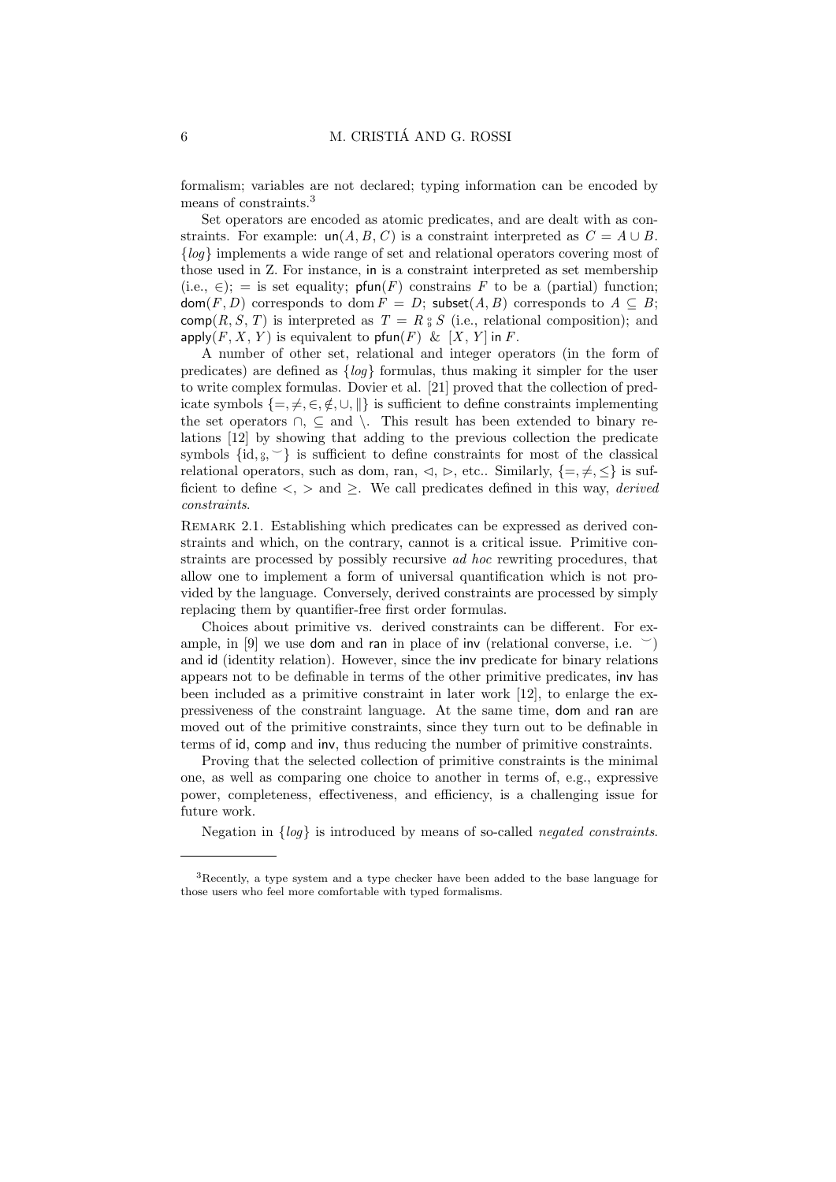formalism; variables are not declared; typing information can be encoded by means of constraints.[3]

Set operators are encoded as atomic predicates, and are dealt with as constraints. For example: $\mathsf{un}(A, B, C)$ is a constraint interpreted as $C = A \cup B$. $\{log\}$ implements a wide range of set and relational operators covering most of those used in Z. For instance, $\mathsf{in}$ is a constraint interpreted as set membership (i.e., $\in$); $=$ is set equality; $\mathsf{pfun}(F)$ constrains $F$ to be a (partial) function; $\mathsf{dom}(F, D)$ corresponds to $\operatorname{dom} F = D$; $\mathsf{subset}(A, B)$ corresponds to $A \subseteq B$; $\mathsf{comp}(R, S, T)$ is interpreted as $T = R \mathbin{;} S$ (i.e., relational composition); and $\mathsf{apply}(F, X, Y)$ is equivalent to $\mathsf{pfun}(F)\ \&\ [X, Y]\ \mathsf{in}\ F$.

A number of other set, relational and integer operators (in the form of predicates) are defined as $\{log\}$ formulas, thus making it simpler for the user to write complex formulas. Dovier et al. [21] proved that the collection of predicate symbols $\{=, \neq, \in, \notin, \cup, \|\}$ is sufficient to define constraints implementing the set operators $\cap$, $\subseteq$ and $\setminus$. This result has been extended to binary relations [12] by showing that adding to the previous collection the predicate symbols $\{\mathrm{id}, \mathbin{;}, \smile\}$ is sufficient to define constraints for most of the classical relational operators, such as dom, ran, $\lhd$, $\rhd$, etc.. Similarly, $\{=, \neq, \leq\}$ is sufficient to define $<$, $>$ and $\geq$. We call predicates defined in this way, *derived constraints*.

REMARK 2.1. Establishing which predicates can be expressed as derived constraints and which, on the contrary, cannot is a critical issue. Primitive constraints are processed by possibly recursive *ad hoc* rewriting procedures, that allow one to implement a form of universal quantification which is not provided by the language. Conversely, derived constraints are processed by simply replacing them by quantifier-free first order formulas.

Choices about primitive vs. derived constraints can be different. For example, in [9] we use $\mathsf{dom}$ and $\mathsf{ran}$ in place of $\mathsf{inv}$ (relational converse, i.e. $\smile$) and $\mathsf{id}$ (identity relation). However, since the $\mathsf{inv}$ predicate for binary relations appears not to be definable in terms of the other primitive predicates, $\mathsf{inv}$ has been included as a primitive constraint in later work [12], to enlarge the expressiveness of the constraint language. At the same time, $\mathsf{dom}$ and $\mathsf{ran}$ are moved out of the primitive constraints, since they turn out to be definable in terms of $\mathsf{id}$, $\mathsf{comp}$ and $\mathsf{inv}$, thus reducing the number of primitive constraints.

Proving that the selected collection of primitive constraints is the minimal one, as well as comparing one choice to another in terms of, e.g., expressive power, completeness, effectiveness, and efficiency, is a challenging issue for future work.

Negation in $\{log\}$ is introduced by means of so-called *negated constraints*.

---

[3] Recently, a type system and a type checker have been added to the base language for those users who feel more comfortable with typed formalisms.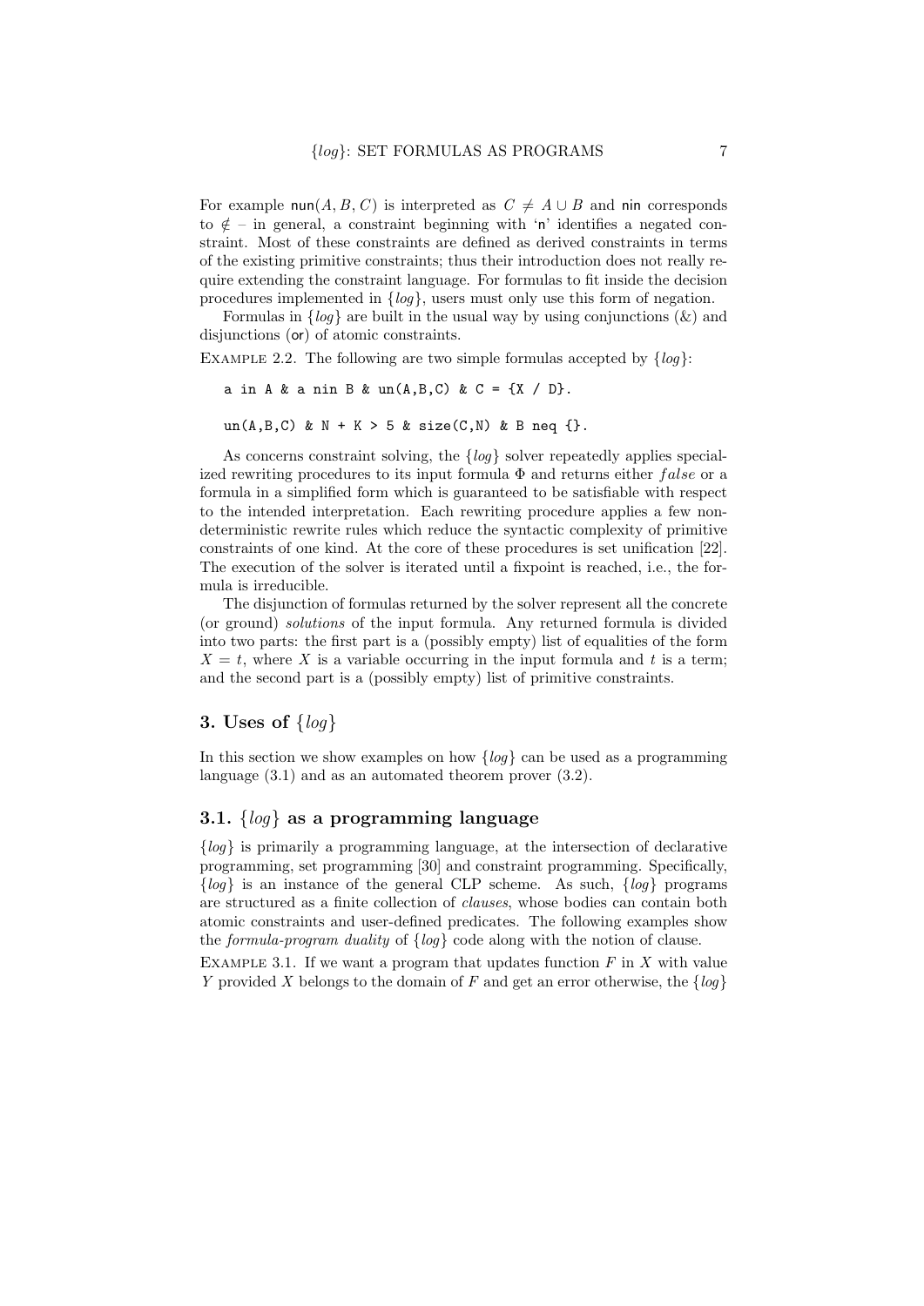For example $\mathsf{nun}(A, B, C)$ is interpreted as $C \neq A \cup B$ and nin corresponds to $\notin$ – in general, a constraint beginning with 'n' identifies a negated constraint. Most of these constraints are defined as derived constraints in terms of the existing primitive constraints; thus their introduction does not really require extending the constraint language. For formulas to fit inside the decision procedures implemented in $\{log\}$, users must only use this form of negation.

Formulas in $\{log\}$ are built in the usual way by using conjunctions (&) and disjunctions (or) of atomic constraints.

Example 2.2. The following are two simple formulas accepted by $\{log\}$:

```
a in A & a nin B & un(A,B,C) & C = {X / D}.

un(A,B,C) & N + K > 5 & size(C,N) & B neq {}.
```

As concerns constraint solving, the $\{log\}$ solver repeatedly applies specialized rewriting procedures to its input formula $\Phi$ and returns either $false$ or a formula in a simplified form which is guaranteed to be satisfiable with respect to the intended interpretation. Each rewriting procedure applies a few nondeterministic rewrite rules which reduce the syntactic complexity of primitive constraints of one kind. At the core of these procedures is set unification [22]. The execution of the solver is iterated until a fixpoint is reached, i.e., the formula is irreducible.

The disjunction of formulas returned by the solver represent all the concrete (or ground) *solutions* of the input formula. Any returned formula is divided into two parts: the first part is a (possibly empty) list of equalities of the form $X = t$, where $X$ is a variable occurring in the input formula and $t$ is a term; and the second part is a (possibly empty) list of primitive constraints.

## 3. Uses of $\{log\}$

In this section we show examples on how $\{log\}$ can be used as a programming language (3.1) and as an automated theorem prover (3.2).

### 3.1. $\{log\}$ as a programming language

$\{log\}$ is primarily a programming language, at the intersection of declarative programming, set programming [30] and constraint programming. Specifically, $\{log\}$ is an instance of the general CLP scheme. As such, $\{log\}$ programs are structured as a finite collection of *clauses*, whose bodies can contain both atomic constraints and user-defined predicates. The following examples show the *formula-program duality* of $\{log\}$ code along with the notion of clause.

Example 3.1. If we want a program that updates function $F$ in $X$ with value $Y$ provided $X$ belongs to the domain of $F$ and get an error otherwise, the $\{log\}$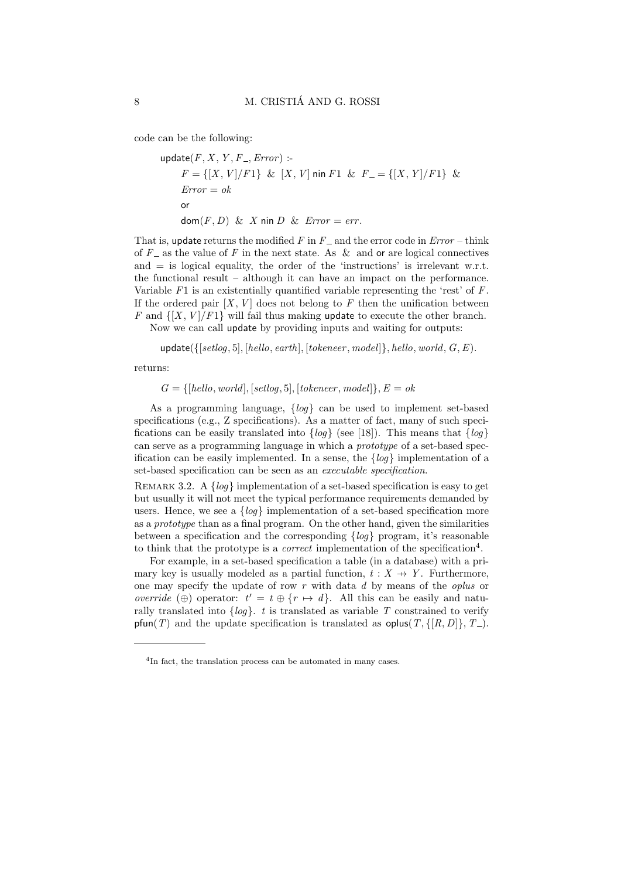code can be the following:

$$
\begin{array}{l}
\mathsf{update}(F, X, Y, F\_, \mathit{Error}) \text{ :-} \\
\quad F = \{[X, V]/F1\} \;\;\&\;\; [X, V] \;\mathsf{nin}\; F1 \;\;\&\;\; F\_ = \{[X, Y]/F1\} \;\;\&\;\; \\
\quad \mathit{Error} = \mathit{ok} \\
\quad \mathsf{or} \\
\quad \mathsf{dom}(F, D) \;\;\&\;\; X \;\mathsf{nin}\; D \;\;\&\;\; \mathit{Error} = \mathit{err}.
\end{array}
$$

That is, update returns the modified $F$ in $F\_$ and the error code in $\mathit{Error}$ – think of $F\_$ as the value of $F$ in the next state. As & and or are logical connectives and = is logical equality, the order of the 'instructions' is irrelevant w.r.t. the functional result – although it can have an impact on the performance. Variable $F1$ is an existentially quantified variable representing the 'rest' of $F$. If the ordered pair $[X, V]$ does not belong to $F$ then the unification between $F$ and $\{[X, V]/F1\}$ will fail thus making update to execute the other branch.

Now we can call update by providing inputs and waiting for outputs:

$$\mathsf{update}(\{[\mathit{setlog}, 5], [\mathit{hello}, \mathit{earth}], [\mathit{tokeneer}, \mathit{model}]\}, \mathit{hello}, \mathit{world}, G, E).$$

returns:

$$G = \{[\mathit{hello}, \mathit{world}], [\mathit{setlog}, 5], [\mathit{tokeneer}, \mathit{model}]\}, E = \mathit{ok}$$

As a programming language, $\{log\}$ can be used to implement set-based specifications (e.g., Z specifications). As a matter of fact, many of such specifications can be easily translated into $\{log\}$ (see [18]). This means that $\{log\}$ can serve as a programming language in which a *prototype* of a set-based specification can be easily implemented. In a sense, the $\{log\}$ implementation of a set-based specification can be seen as an *executable specification*.

Remark 3.2. A $\{log\}$ implementation of a set-based specification is easy to get but usually it will not meet the typical performance requirements demanded by users. Hence, we see a $\{log\}$ implementation of a set-based specification more as a *prototype* than as a final program. On the other hand, given the similarities between a specification and the corresponding $\{log\}$ program, it's reasonable to think that the prototype is a *correct* implementation of the specification[4].

For example, in a set-based specification a table (in a database) with a primary key is usually modeled as a partial function, $t : X \rightarrow\!\!\!\!\!\mapsto Y$. Furthermore, one may specify the update of row $r$ with data $d$ by means of the *oplus* or *override* ($\oplus$) operator: $t' = t \oplus \{r \mapsto d\}$. All this can be easily and naturally translated into $\{log\}$. $t$ is translated as variable $T$ constrained to verify $\mathsf{pfun}(T)$ and the update specification is translated as $\mathsf{oplus}(T, \{[R, D]\}, T\_)$.

---

[4] In fact, the translation process can be automated in many cases.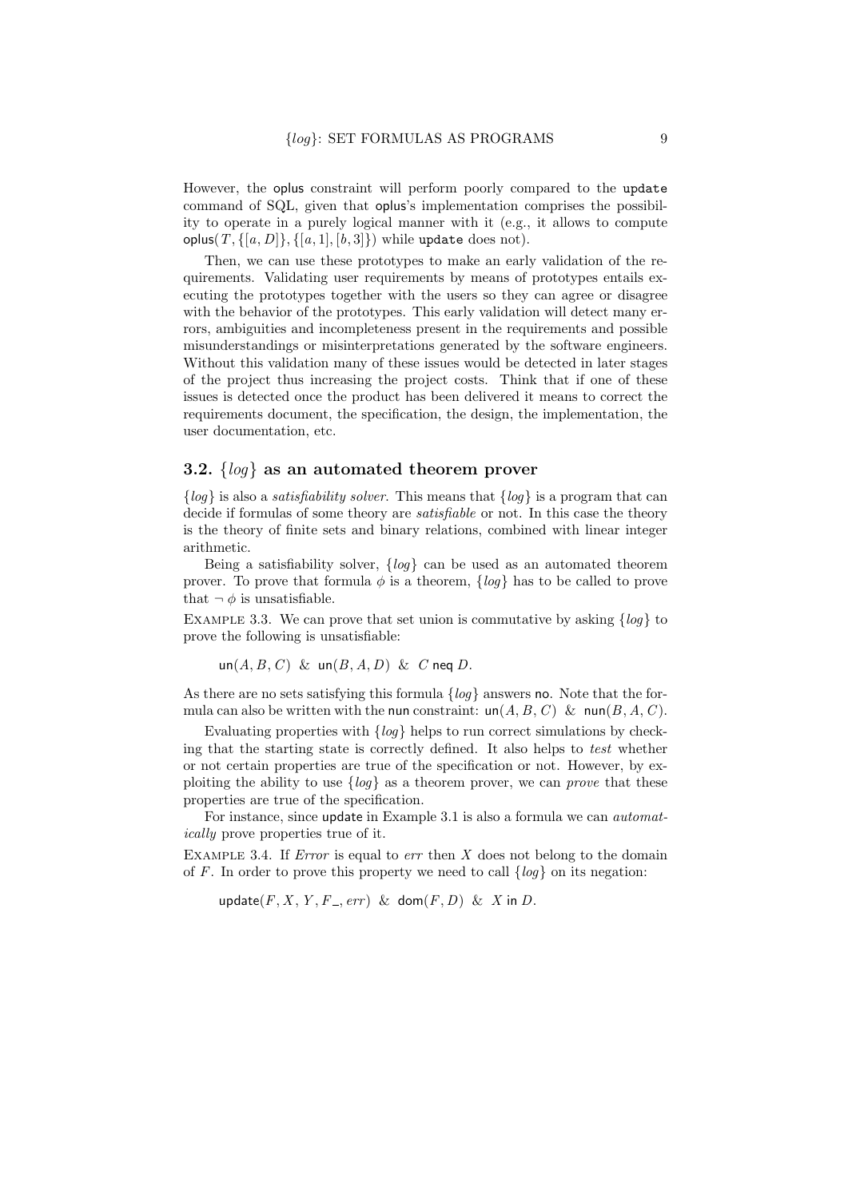However, the oplus constraint will perform poorly compared to the `update` command of SQL, given that oplus's implementation comprises the possibility to operate in a purely logical manner with it (e.g., it allows to compute $\mathsf{oplus}(T, \{[a, D]\}, \{[a, 1], [b, 3]\})$ while `update` does not).

Then, we can use these prototypes to make an early validation of the requirements. Validating user requirements by means of prototypes entails executing the prototypes together with the users so they can agree or disagree with the behavior of the prototypes. This early validation will detect many errors, ambiguities and incompleteness present in the requirements and possible misunderstandings or misinterpretations generated by the software engineers. Without this validation many of these issues would be detected in later stages of the project thus increasing the project costs. Think that if one of these issues is detected once the product has been delivered it means to correct the requirements document, the specification, the design, the implementation, the user documentation, etc.

## 3.2. $\{log\}$ as an automated theorem prover

$\{log\}$ is also a *satisfiability solver*. This means that $\{log\}$ is a program that can decide if formulas of some theory are *satisfiable* or not. In this case the theory is the theory of finite sets and binary relations, combined with linear integer arithmetic.

Being a satisfiability solver, $\{log\}$ can be used as an automated theorem prover. To prove that formula $\phi$ is a theorem, $\{log\}$ has to be called to prove that $\neg\,\phi$ is unsatisfiable.

Example 3.3. We can prove that set union is commutative by asking $\{log\}$ to prove the following is unsatisfiable:

$$\mathsf{un}(A, B, C) \;\;\&\;\; \mathsf{un}(B, A, D) \;\;\&\;\; C \;\mathsf{neq}\; D.$$

As there are no sets satisfying this formula $\{log\}$ answers no. Note that the formula can also be written with the nun constraint: $\mathsf{un}(A, B, C) \;\;\&\;\; \mathsf{nun}(B, A, C)$.

Evaluating properties with $\{log\}$ helps to run correct simulations by checking that the starting state is correctly defined. It also helps to *test* whether or not certain properties are true of the specification or not. However, by exploiting the ability to use $\{log\}$ as a theorem prover, we can *prove* that these properties are true of the specification.

For instance, since update in Example 3.1 is also a formula we can *automatically* prove properties true of it.

Example 3.4. If *Error* is equal to *err* then $X$ does not belong to the domain of $F$. In order to prove this property we need to call $\{log\}$ on its negation:

$$\mathsf{update}(F, X, Y, F\_, err) \;\;\&\;\; \mathsf{dom}(F, D) \;\;\&\;\; X \;\mathsf{in}\; D.$$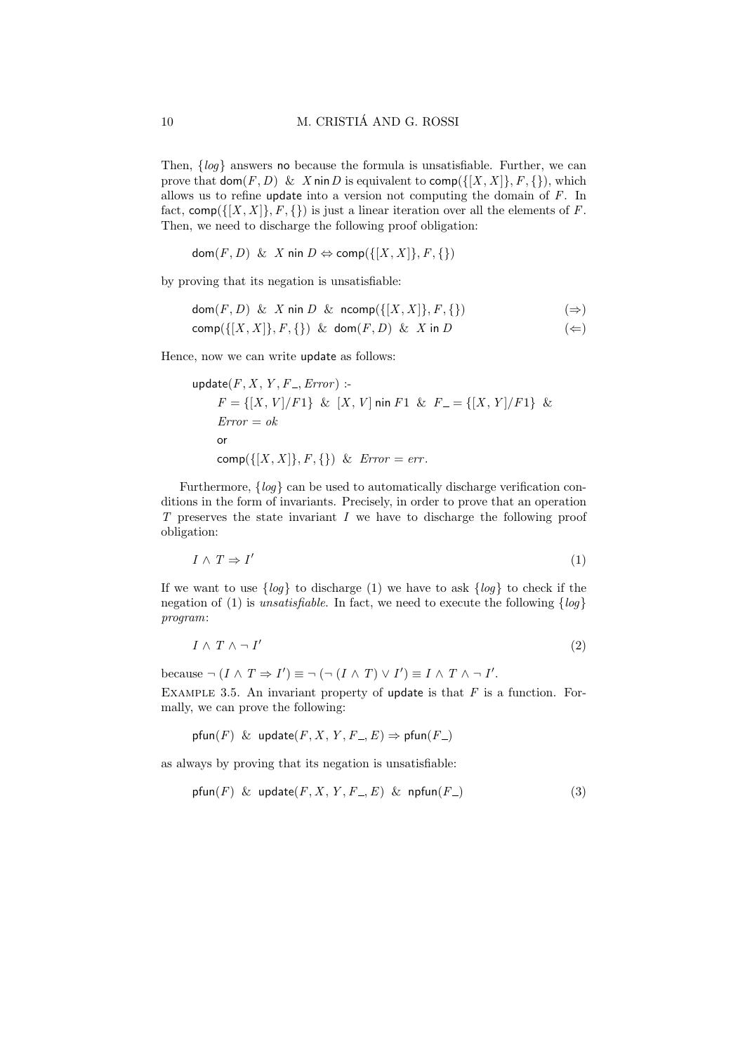Then, $\{log\}$ answers no because the formula is unsatisfiable. Further, we can prove that $\mathsf{dom}(F, D)$ & $X$ nin $D$ is equivalent to $\mathsf{comp}(\{[X, X]\}, F, \{\})$, which allows us to refine update into a version not computing the domain of $F$. In fact, $\mathsf{comp}(\{[X, X]\}, F, \{\})$ is just a linear iteration over all the elements of $F$. Then, we need to discharge the following proof obligation:

$$\mathsf{dom}(F, D) \ \ \& \ \ X \ \mathsf{nin} \ D \Leftrightarrow \mathsf{comp}(\{[X, X]\}, F, \{\})$$

by proving that its negation is unsatisfiable:

$$\mathsf{dom}(F, D) \ \ \& \ \ X \ \mathsf{nin} \ D \ \ \& \ \ \mathsf{ncomp}(\{[X, X]\}, F, \{\}) \qquad (\Rightarrow)$$

$$\mathsf{comp}(\{[X, X]\}, F, \{\}) \ \ \& \ \ \mathsf{dom}(F, D) \ \ \& \ \ X \ \mathsf{in} \ D \qquad (\Leftarrow)$$

Hence, now we can write update as follows:

$$
\begin{aligned}
&\mathsf{update}(F, X, Y, F\_, \mathit{Error}) \text{ :-} \\
&\quad F = \{[X, V]/F1\} \ \ \& \ \ [X, V] \ \mathsf{nin} \ F1 \ \ \& \ \ F\_ = \{[X, Y]/F1\} \ \ \& \\
&\quad \mathit{Error} = \mathit{ok} \\
&\quad \mathsf{or} \\
&\quad \mathsf{comp}(\{[X, X]\}, F, \{\}) \ \ \& \ \ \mathit{Error} = \mathit{err}.
\end{aligned}
$$

Furthermore, $\{log\}$ can be used to automatically discharge verification conditions in the form of invariants. Precisely, in order to prove that an operation $T$ preserves the state invariant $I$ we have to discharge the following proof obligation:

$$I \wedge T \Rightarrow I' \qquad (1)$$

If we want to use $\{log\}$ to discharge (1) we have to ask $\{log\}$ to check if the negation of (1) is *unsatisfiable*. In fact, we need to execute the following $\{log\}$ *program*:

$$I \wedge T \wedge \neg I' \qquad (2)$$

because $\neg (I \wedge T \Rightarrow I') \equiv \neg (\neg (I \wedge T) \vee I') \equiv I \wedge T \wedge \neg I'$.

Example 3.5. An invariant property of update is that $F$ is a function. Formally, we can prove the following:

$$\mathsf{pfun}(F) \ \ \& \ \ \mathsf{update}(F, X, Y, F\_, E) \Rightarrow \mathsf{pfun}(F\_)$$

as always by proving that its negation is unsatisfiable:

$$\mathsf{pfun}(F) \ \ \& \ \ \mathsf{update}(F, X, Y, F\_, E) \ \ \& \ \ \mathsf{npfun}(F\_) \qquad (3)$$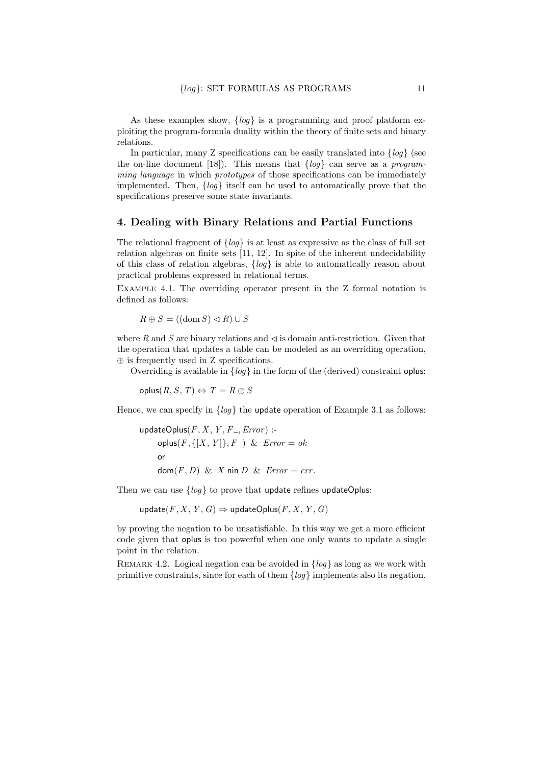As these examples show, $\{log\}$ is a programming and proof platform exploiting the program-formula duality within the theory of finite sets and binary relations.

In particular, many Z specifications can be easily translated into $\{log\}$ (see the on-line document [18]). This means that $\{log\}$ can serve as a *programming language* in which *prototypes* of those specifications can be immediately implemented. Then, $\{log\}$ itself can be used to automatically prove that the specifications preserve some state invariants.

## 4. Dealing with Binary Relations and Partial Functions

The relational fragment of $\{log\}$ is at least as expressive as the class of full set relation algebras on finite sets [11, 12]. In spite of the inherent undecidability of this class of relation algebras, $\{log\}$ is able to automatically reason about practical problems expressed in relational terms.

Example 4.1. The overriding operator present in the Z formal notation is defined as follows:

$$R \oplus S = ((\mathrm{dom}\, S) \lhd R) \cup S$$

where $R$ and $S$ are binary relations and $\lhd$ is domain anti-restriction. Given that the operation that updates a table can be modeled as an overriding operation, $\oplus$ is frequently used in Z specifications.

Overriding is available in $\{log\}$ in the form of the (derived) constraint oplus:

$$\mathsf{oplus}(R, S, T) \Leftrightarrow T = R \oplus S$$

Hence, we can specify in $\{log\}$ the update operation of Example 3.1 as follows:

$$\begin{aligned}
&\mathsf{updateOplus}(F, X, Y, F\_, Error) \text{ :-}\\
&\quad \mathsf{oplus}(F, \{[X, Y]\}, F\_) \ \& \ Error = ok\\
&\quad \mathsf{or}\\
&\quad \mathsf{dom}(F, D) \ \& \ X \ \mathsf{nin}\ D \ \& \ Error = err.
\end{aligned}$$

Then we can use $\{log\}$ to prove that update refines updateOplus:

$$\mathsf{update}(F, X, Y, G) \Rightarrow \mathsf{updateOplus}(F, X, Y, G)$$

by proving the negation to be unsatisfiable. In this way we get a more efficient code given that oplus is too powerful when one only wants to update a single point in the relation.

Remark 4.2. Logical negation can be avoided in $\{log\}$ as long as we work with primitive constraints, since for each of them $\{log\}$ implements also its negation.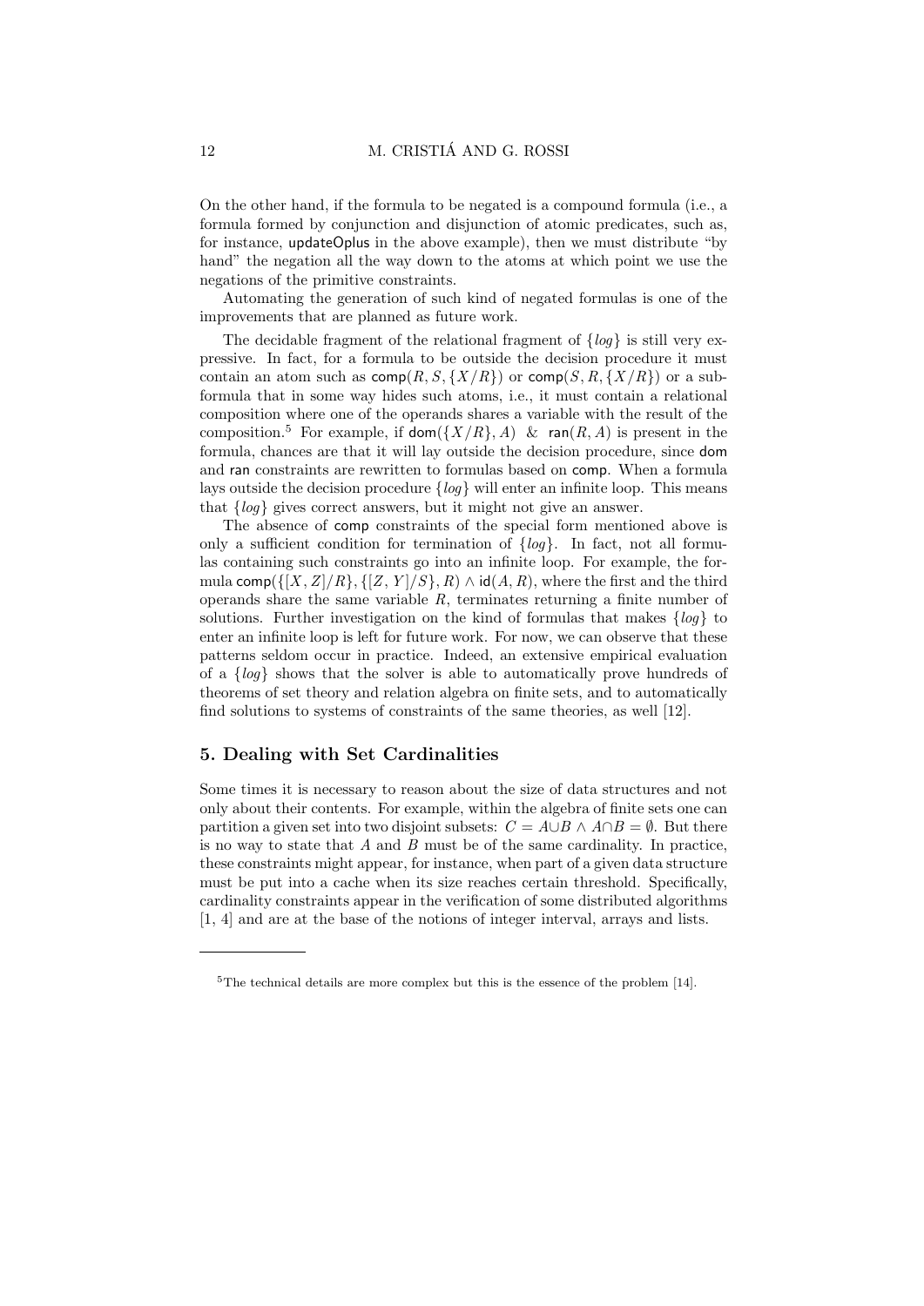On the other hand, if the formula to be negated is a compound formula (i.e., a formula formed by conjunction and disjunction of atomic predicates, such as, for instance, updateOplus in the above example), then we must distribute "by hand" the negation all the way down to the atoms at which point we use the negations of the primitive constraints.

Automating the generation of such kind of negated formulas is one of the improvements that are planned as future work.

The decidable fragment of the relational fragment of $\{log\}$ is still very expressive. In fact, for a formula to be outside the decision procedure it must contain an atom such as $\mathsf{comp}(R, S, \{X/R\})$ or $\mathsf{comp}(S, R, \{X/R\})$ or a subformula that in some way hides such atoms, i.e., it must contain a relational composition where one of the operands shares a variable with the result of the composition.[5] For example, if $\mathsf{dom}(\{X/R\}, A) \;\; \& \;\; \mathsf{ran}(R, A)$ is present in the formula, chances are that it will lay outside the decision procedure, since dom and ran constraints are rewritten to formulas based on comp. When a formula lays outside the decision procedure $\{log\}$ will enter an infinite loop. This means that $\{log\}$ gives correct answers, but it might not give an answer.

The absence of comp constraints of the special form mentioned above is only a sufficient condition for termination of $\{log\}$. In fact, not all formulas containing such constraints go into an infinite loop. For example, the formula $\mathsf{comp}(\{[X, Z]/R\}, \{[Z, Y]/S\}, R) \wedge \mathsf{id}(A, R)$, where the first and the third operands share the same variable $R$, terminates returning a finite number of solutions. Further investigation on the kind of formulas that makes $\{log\}$ to enter an infinite loop is left for future work. For now, we can observe that these patterns seldom occur in practice. Indeed, an extensive empirical evaluation of a $\{log\}$ shows that the solver is able to automatically prove hundreds of theorems of set theory and relation algebra on finite sets, and to automatically find solutions to systems of constraints of the same theories, as well [12].

## 5. Dealing with Set Cardinalities

Some times it is necessary to reason about the size of data structures and not only about their contents. For example, within the algebra of finite sets one can partition a given set into two disjoint subsets: $C = A \cup B \wedge A \cap B = \emptyset$. But there is no way to state that $A$ and $B$ must be of the same cardinality. In practice, these constraints might appear, for instance, when part of a given data structure must be put into a cache when its size reaches certain threshold. Specifically, cardinality constraints appear in the verification of some distributed algorithms [1, 4] and are at the base of the notions of integer interval, arrays and lists.

---

[5] The technical details are more complex but this is the essence of the problem [14].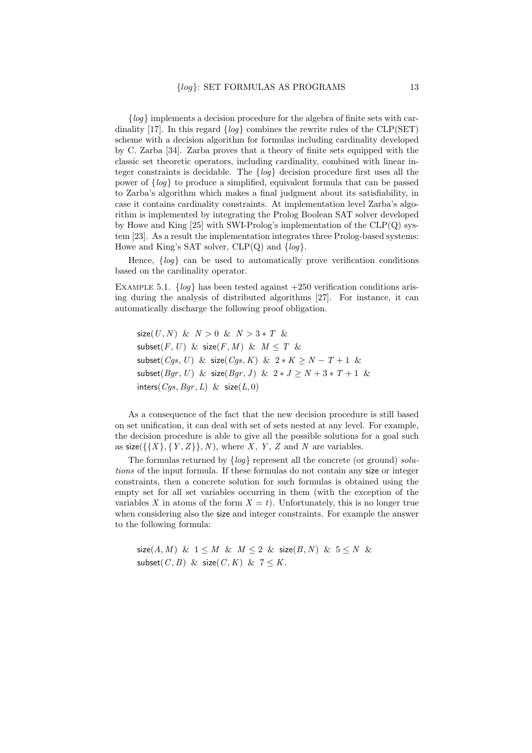$\{log\}$ implements a decision procedure for the algebra of finite sets with cardinality [17]. In this regard $\{log\}$ combines the rewrite rules of the CLP(SET) scheme with a decision algorithm for formulas including cardinality developed by C. Zarba [34]. Zarba proves that a theory of finite sets equipped with the classic set theoretic operators, including cardinality, combined with linear integer constraints is decidable. The $\{log\}$ decision procedure first uses all the power of $\{log\}$ to produce a simplified, equivalent formula that can be passed to Zarba's algorithm which makes a final judgment about its satisfiability, in case it contains cardinality constraints. At implementation level Zarba's algorithm is implemented by integrating the Prolog Boolean SAT solver developed by Howe and King [25] with SWI-Prolog's implementation of the CLP(Q) system [23]. As a result the implementation integrates three Prolog-based systems: Howe and King's SAT solver, CLP(Q) and $\{log\}$.

Hence, $\{log\}$ can be used to automatically prove verification conditions based on the cardinality operator.

EXAMPLE 5.1. $\{log\}$ has been tested against +250 verification conditions arising during the analysis of distributed algorithms [27]. For instance, it can automatically discharge the following proof obligation.

$$
\begin{aligned}
&\mathsf{size}(U, N) \;\&\; N > 0 \;\&\; N > 3 * T \;\&\\
&\mathsf{subset}(F, U) \;\&\; \mathsf{size}(F, M) \;\&\; M \leq T \;\&\\
&\mathsf{subset}(Cgs, U) \;\&\; \mathsf{size}(Cgs, K) \;\&\; 2 * K \geq N - T + 1 \;\&\\
&\mathsf{subset}(Bgr, U) \;\&\; \mathsf{size}(Bgr, J) \;\&\; 2 * J \geq N + 3 * T + 1 \;\&\\
&\mathsf{inters}(Cgs, Bgr, L) \;\&\; \mathsf{size}(L, 0)
\end{aligned}
$$

As a consequence of the fact that the new decision procedure is still based on set unification, it can deal with set of sets nested at any level. For example, the decision procedure is able to give all the possible solutions for a goal such as $\mathsf{size}(\{\{X\}, \{Y, Z\}\}, N)$, where $X$, $Y$, $Z$ and $N$ are variables.

The formulas returned by $\{log\}$ represent all the concrete (or ground) *solutions* of the input formula. If these formulas do not contain any size or integer constraints, then a concrete solution for such formulas is obtained using the empty set for all set variables occurring in them (with the exception of the variables $X$ in atoms of the form $X = t$). Unfortunately, this is no longer true when considering also the size and integer constraints. For example the answer to the following formula:

$$
\begin{aligned}
&\mathsf{size}(A, M) \;\&\; 1 \leq M \;\&\; M \leq 2 \;\&\; \mathsf{size}(B, N) \;\&\; 5 \leq N \;\&\\
&\mathsf{subset}(C, B) \;\&\; \mathsf{size}(C, K) \;\&\; 7 \leq K.
\end{aligned}
$$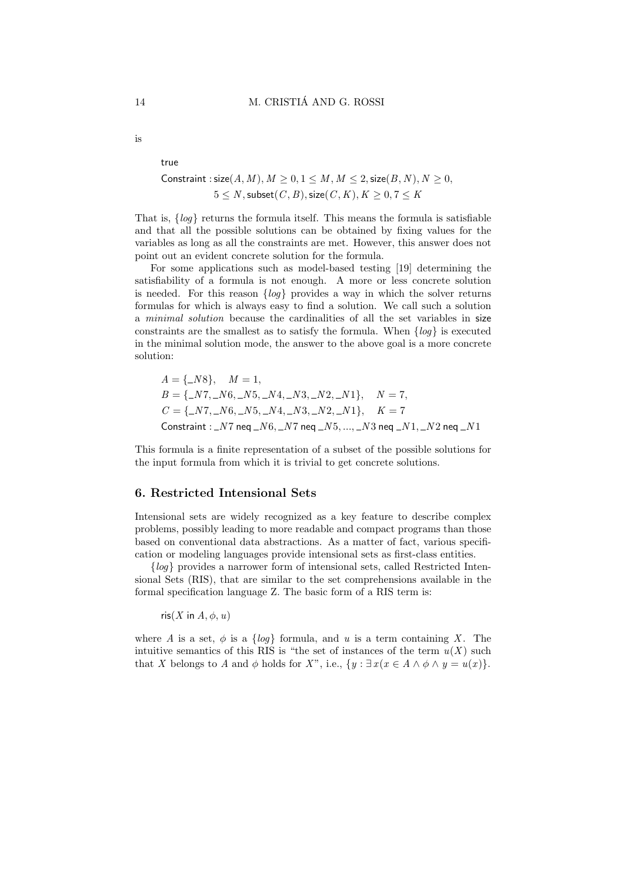is

$$\mathsf{true}$$
$$\mathsf{Constraint} : \mathsf{size}(A, M), M \geq 0, 1 \leq M, M \leq 2, \mathsf{size}(B, N), N \geq 0,$$
$$5 \leq N, \mathsf{subset}(C, B), \mathsf{size}(C, K), K \geq 0, 7 \leq K$$

That is, {*log*} returns the formula itself. This means the formula is satisfiable and that all the possible solutions can be obtained by fixing values for the variables as long as all the constraints are met. However, this answer does not point out an evident concrete solution for the formula.

For some applications such as model-based testing [19] determining the satisfiability of a formula is not enough. A more or less concrete solution is needed. For this reason {*log*} provides a way in which the solver returns formulas for which is always easy to find a solution. We call such a solution a *minimal solution* because the cardinalities of all the set variables in size constraints are the smallest as to satisfy the formula. When {*log*} is executed in the minimal solution mode, the answer to the above goal is a more concrete solution:

$$A = \{\_N8\}, \quad M = 1,$$
$$B = \{\_N7, \_N6, \_N5, \_N4, \_N3, \_N2, \_N1\}, \quad N = 7,$$
$$C = \{\_N7, \_N6, \_N5, \_N4, \_N3, \_N2, \_N1\}, \quad K = 7$$
$$\mathsf{Constraint} : \_N7 \;\mathsf{neq}\; \_N6, \_N7 \;\mathsf{neq}\; \_N5, ..., \_N3 \;\mathsf{neq}\; \_N1, \_N2 \;\mathsf{neq}\; \_N1$$

This formula is a finite representation of a subset of the possible solutions for the input formula from which it is trivial to get concrete solutions.

## 6. Restricted Intensional Sets

Intensional sets are widely recognized as a key feature to describe complex problems, possibly leading to more readable and compact programs than those based on conventional data abstractions. As a matter of fact, various specification or modeling languages provide intensional sets as first-class entities.

{*log*} provides a narrower form of intensional sets, called Restricted Intensional Sets (RIS), that are similar to the set comprehensions available in the formal specification language Z. The basic form of a RIS term is:

$$\mathsf{ris}(X \;\mathsf{in}\; A, \phi, u)$$

where $A$ is a set, $\phi$ is a {*log*} formula, and $u$ is a term containing $X$. The intuitive semantics of this RIS is "the set of instances of the term $u(X)$ such that $X$ belongs to $A$ and $\phi$ holds for $X$", i.e., $\{y : \exists x(x \in A \wedge \phi \wedge y = u(x)\}$.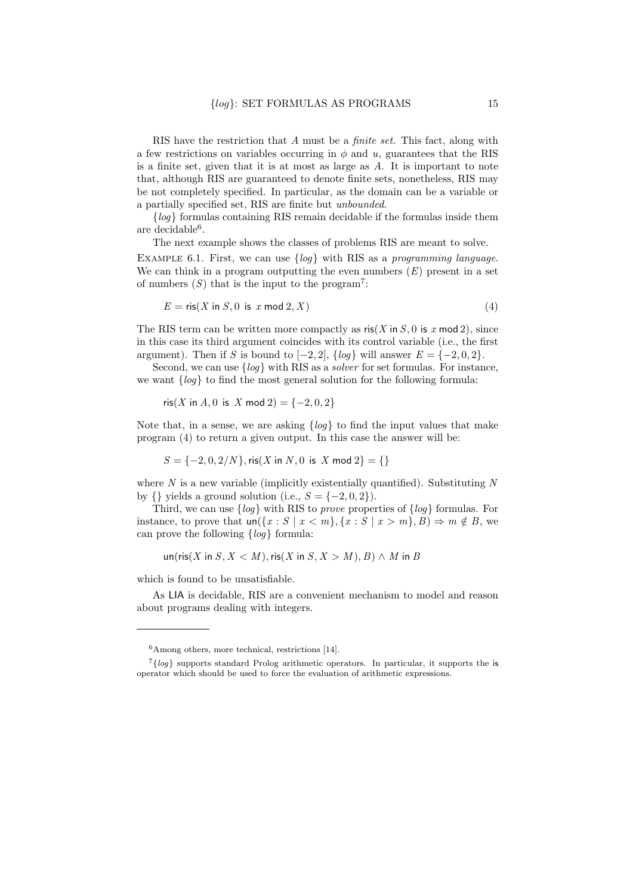RIS have the restriction that $A$ must be a *finite set*. This fact, along with a few restrictions on variables occurring in $\phi$ and $u$, guarantees that the RIS is a finite set, given that it is at most as large as $A$. It is important to note that, although RIS are guaranteed to denote finite sets, nonetheless, RIS may be not completely specified. In particular, as the domain can be a variable or a partially specified set, RIS are finite but *unbounded*.

$\{log\}$ formulas containing RIS remain decidable if the formulas inside them are decidable[6].

The next example shows the classes of problems RIS are meant to solve.

EXAMPLE 6.1. First, we can use $\{log\}$ with RIS as a *programming language*. We can think in a program outputting the even numbers ($E$) present in a set of numbers ($S$) that is the input to the program[7]:

$$E = \mathsf{ris}(X \mathbin{\mathsf{in}} S, 0 \mathbin{\mathsf{is}} x \mathbin{\mathsf{mod}} 2, X) \tag{4}$$

The RIS term can be written more compactly as $\mathsf{ris}(X \mathbin{\mathsf{in}} S, 0 \mathbin{\mathsf{is}} x \mathbin{\mathsf{mod}} 2)$, since in this case its third argument coincides with its control variable (i.e., the first argument). Then if $S$ is bound to $[-2, 2]$, $\{log\}$ will answer $E = \{-2, 0, 2\}$.

Second, we can use $\{log\}$ with RIS as a *solver* for set formulas. For instance, we want $\{log\}$ to find the most general solution for the following formula:

$$\mathsf{ris}(X \mathbin{\mathsf{in}} A, 0 \mathbin{\mathsf{is}} X \mathbin{\mathsf{mod}} 2) = \{-2, 0, 2\}$$

Note that, in a sense, we are asking $\{log\}$ to find the input values that make program (4) to return a given output. In this case the answer will be:

$$S = \{-2, 0, 2/N\}, \mathsf{ris}(X \mathbin{\mathsf{in}} N, 0 \mathbin{\mathsf{is}} X \mathbin{\mathsf{mod}} 2\} = \{\}$$

where $N$ is a new variable (implicitly existentially quantified). Substituting $N$ by $\{\}$ yields a ground solution (i.e., $S = \{-2, 0, 2\}$).

Third, we can use $\{log\}$ with RIS to *prove* properties of $\{log\}$ formulas. For instance, to prove that $\mathsf{un}(\{x : S \mid x < m\}, \{x : S \mid x > m\}, B) \Rightarrow m \notin B$, we can prove the following $\{log\}$ formula:

$$\mathsf{un}(\mathsf{ris}(X \mathbin{\mathsf{in}} S, X < M), \mathsf{ris}(X \mathbin{\mathsf{in}} S, X > M), B) \wedge M \mathbin{\mathsf{in}} B$$

which is found to be unsatisfiable.

As LIA is decidable, RIS are a convenient mechanism to model and reason about programs dealing with integers.

---

[6] Among others, more technical, restrictions [14].

[7] $\{log\}$ supports standard Prolog arithmetic operators. In particular, it supports the is operator which should be used to force the evaluation of arithmetic expressions.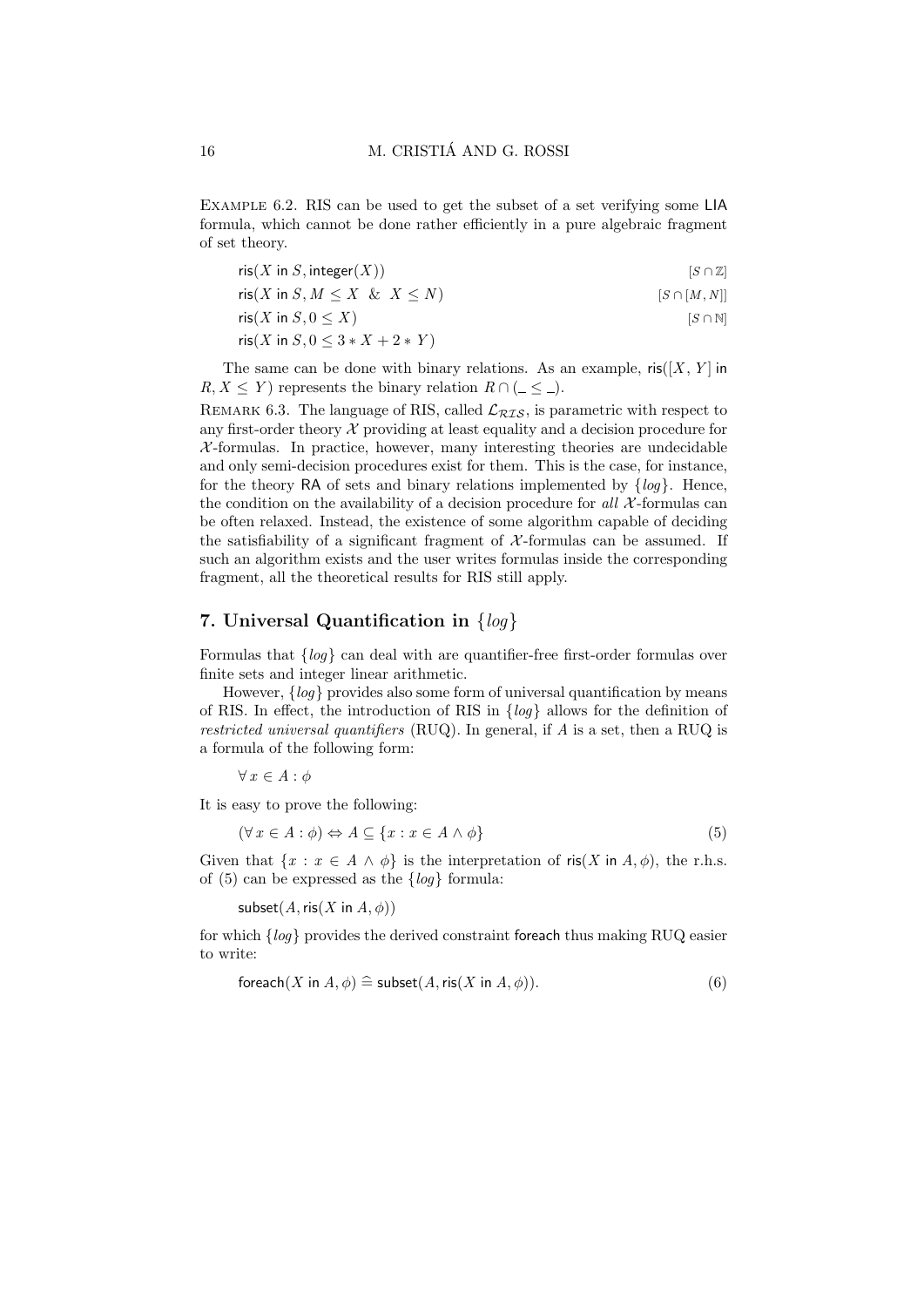Example 6.2. RIS can be used to get the subset of a set verifying some LIA formula, which cannot be done rather efficiently in a pure algebraic fragment of set theory.

$$\mathsf{ris}(X \text{ in } S, \mathsf{integer}(X)) \qquad [S \cap \mathbb{Z}]$$

$$\mathsf{ris}(X \text{ in } S, M \leq X \;\;\&\;\; X \leq N) \qquad [S \cap [M, N]]$$

$$\mathsf{ris}(X \text{ in } S, 0 \leq X) \qquad [S \cap \mathbb{N}]$$

$$\mathsf{ris}(X \text{ in } S, 0 \leq 3 * X + 2 * Y)$$

The same can be done with binary relations. As an example, $\mathsf{ris}([X, Y] \text{ in } R, X \leq Y)$ represents the binary relation $R \cap (\_ \leq \_)$.

Remark 6.3. The language of RIS, called $\mathcal{L}_{\mathcal{RIS}}$, is parametric with respect to any first-order theory $\mathcal{X}$ providing at least equality and a decision procedure for $\mathcal{X}$-formulas. In practice, however, many interesting theories are undecidable and only semi-decision procedures exist for them. This is the case, for instance, for the theory RA of sets and binary relations implemented by $\{log\}$. Hence, the condition on the availability of a decision procedure for *all* $\mathcal{X}$-formulas can be often relaxed. Instead, the existence of some algorithm capable of deciding the satisfiability of a significant fragment of $\mathcal{X}$-formulas can be assumed. If such an algorithm exists and the user writes formulas inside the corresponding fragment, all the theoretical results for RIS still apply.

## 7. Universal Quantification in $\{log\}$

Formulas that $\{log\}$ can deal with are quantifier-free first-order formulas over finite sets and integer linear arithmetic.

However, $\{log\}$ provides also some form of universal quantification by means of RIS. In effect, the introduction of RIS in $\{log\}$ allows for the definition of *restricted universal quantifiers* (RUQ). In general, if $A$ is a set, then a RUQ is a formula of the following form:

$$\forall\, x \in A : \phi$$

It is easy to prove the following:

$$(\forall\, x \in A : \phi) \Leftrightarrow A \subseteq \{x : x \in A \wedge \phi\} \tag{5}$$

Given that $\{x : x \in A \wedge \phi\}$ is the interpretation of $\mathsf{ris}(X \text{ in } A, \phi)$, the r.h.s. of (5) can be expressed as the $\{log\}$ formula:

$$\mathsf{subset}(A, \mathsf{ris}(X \text{ in } A, \phi))$$

for which $\{log\}$ provides the derived constraint foreach thus making RUQ easier to write:

$$\mathsf{foreach}(X \text{ in } A, \phi) \mathrel{\widehat{=}} \mathsf{subset}(A, \mathsf{ris}(X \text{ in } A, \phi)). \tag{6}$$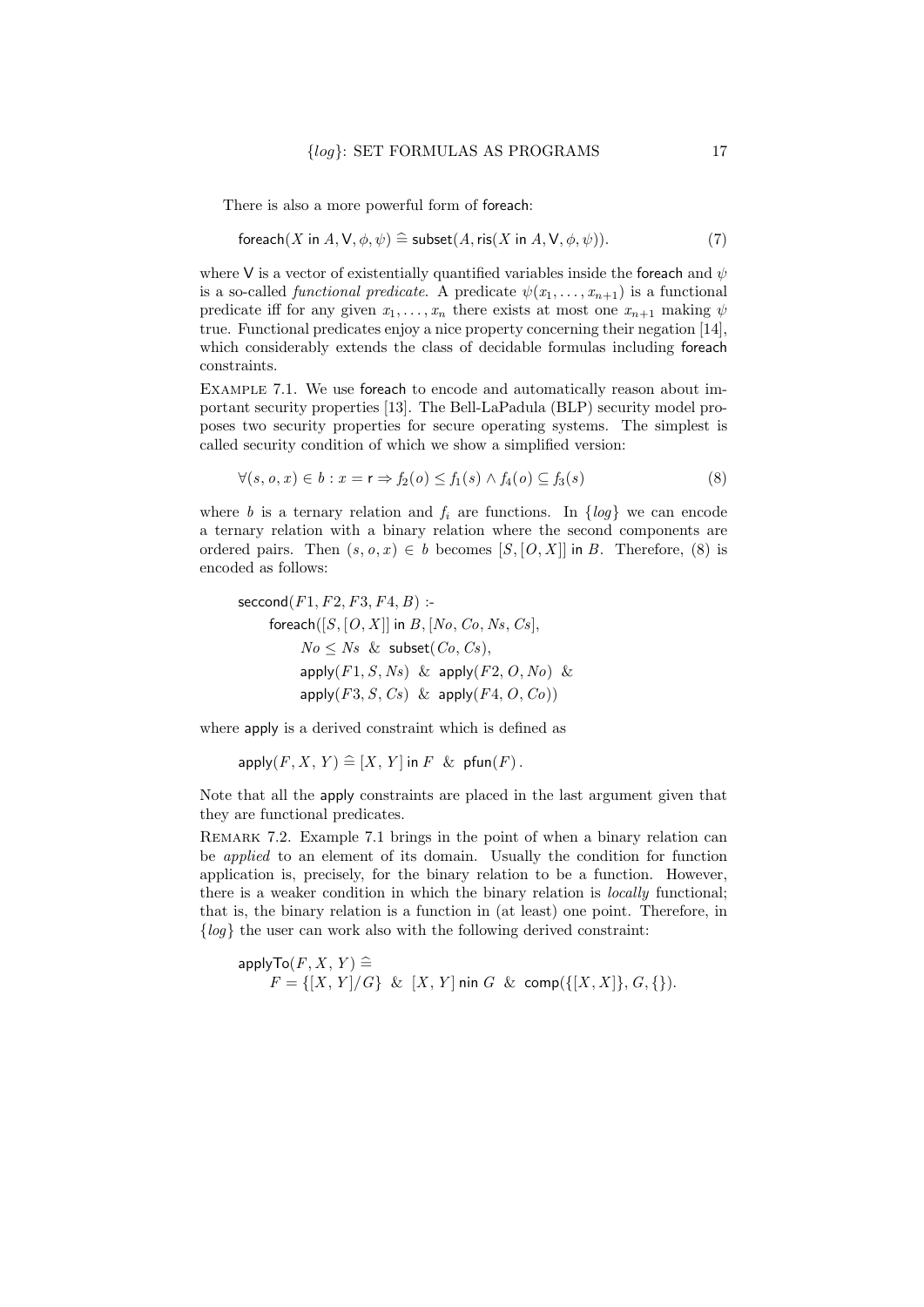There is also a more powerful form of foreach:

$$\mathsf{foreach}(X \text{ in } A, \mathsf{V}, \phi, \psi) \mathrel{\widehat{=}} \mathsf{subset}(A, \mathsf{ris}(X \text{ in } A, \mathsf{V}, \phi, \psi)). \tag{7}$$

where V is a vector of existentially quantified variables inside the foreach and $\psi$ is a so-called *functional predicate*. A predicate $\psi(x_1, \dots, x_{n+1})$ is a functional predicate iff for any given $x_1, \dots, x_n$ there exists at most one $x_{n+1}$ making $\psi$ true. Functional predicates enjoy a nice property concerning their negation [14], which considerably extends the class of decidable formulas including foreach constraints.

Example 7.1. We use foreach to encode and automatically reason about important security properties [13]. The Bell-LaPadula (BLP) security model proposes two security properties for secure operating systems. The simplest is called security condition of which we show a simplified version:

$$\forall (s, o, x) \in b : x = \mathsf{r} \Rightarrow f_2(o) \leq f_1(s) \wedge f_4(o) \subseteq f_3(s) \tag{8}$$

where $b$ is a ternary relation and $f_i$ are functions. In $\{log\}$ we can encode a ternary relation with a binary relation where the second components are ordered pairs. Then $(s, o, x) \in b$ becomes $[S, [O, X]]$ in $B$. Therefore, (8) is encoded as follows:

```
seccond(F1, F2, F3, F4, B) :-
    foreach([S, [O, X]] in B, [No, Co, Ns, Cs],
        No ≤ Ns & subset(Co, Cs),
        apply(F1, S, Ns) & apply(F2, O, No) &
        apply(F3, S, Cs) & apply(F4, O, Co))
```

where apply is a derived constraint which is defined as

$$\mathsf{apply}(F, X, Y) \mathrel{\widehat{=}} [X, Y] \text{ in } F \;\;\&\;\; \mathsf{pfun}(F).$$

Note that all the apply constraints are placed in the last argument given that they are functional predicates.

Remark 7.2. Example 7.1 brings in the point of when a binary relation can be *applied* to an element of its domain. Usually the condition for function application is, precisely, for the binary relation to be a function. However, there is a weaker condition in which the binary relation is *locally* functional; that is, the binary relation is a function in (at least) one point. Therefore, in $\{log\}$ the user can work also with the following derived constraint:

$$\begin{aligned} &\mathsf{applyTo}(F, X, Y) \mathrel{\widehat{=}} \\ &\quad F = \{[X, Y]/G\} \;\;\&\;\; [X, Y] \text{ nin } G \;\;\&\;\; \mathsf{comp}(\{[X, X]\}, G, \{\}). \end{aligned}$$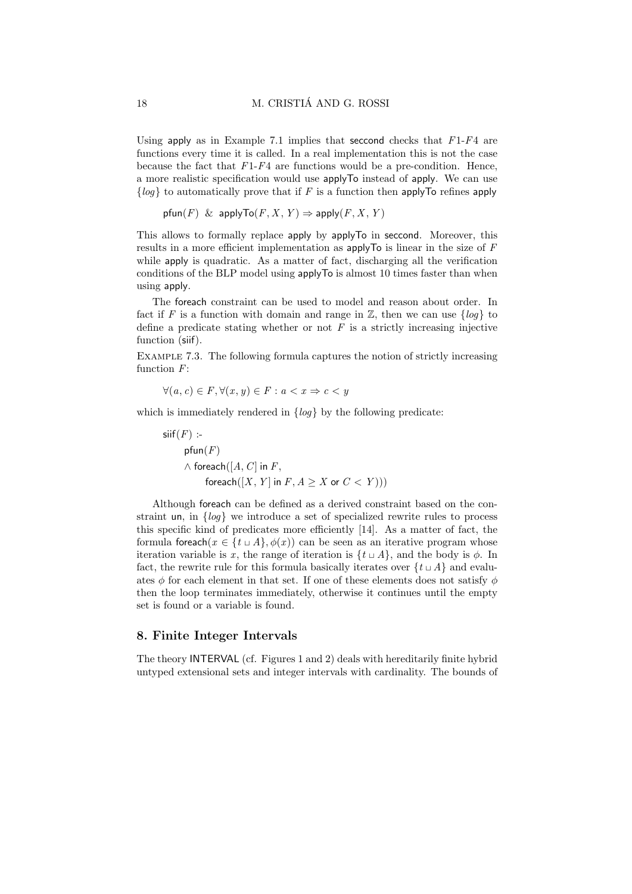Using apply as in Example 7.1 implies that seccond checks that $F1$-$F4$ are functions every time it is called. In a real implementation this is not the case because the fact that $F1$-$F4$ are functions would be a pre-condition. Hence, a more realistic specification would use applyTo instead of apply. We can use $\{log\}$ to automatically prove that if $F$ is a function then applyTo refines apply

$$\mathsf{pfun}(F) \;\;\&\;\; \mathsf{applyTo}(F, X, Y) \Rightarrow \mathsf{apply}(F, X, Y)$$

This allows to formally replace apply by applyTo in seccond. Moreover, this results in a more efficient implementation as applyTo is linear in the size of $F$ while apply is quadratic. As a matter of fact, discharging all the verification conditions of the BLP model using applyTo is almost 10 times faster than when using apply.

The foreach constraint can be used to model and reason about order. In fact if $F$ is a function with domain and range in $\mathbb{Z}$, then we can use $\{log\}$ to define a predicate stating whether or not $F$ is a strictly increasing injective function (siif).

Example 7.3. The following formula captures the notion of strictly increasing function $F$:

$$\forall (a, c) \in F, \forall (x, y) \in F : a < x \Rightarrow c < y$$

which is immediately rendered in $\{log\}$ by the following predicate:

```
siif(F) :-
    pfun(F)
    ∧ foreach([A, C] in F,
        foreach([X, Y] in F, A ≥ X or C < Y)))
```

Although foreach can be defined as a derived constraint based on the constraint un, in $\{log\}$ we introduce a set of specialized rewrite rules to process this specific kind of predicates more efficiently [14]. As a matter of fact, the formula $\mathsf{foreach}(x \in \{t \sqcup A\}, \phi(x))$ can be seen as an iterative program whose iteration variable is $x$, the range of iteration is $\{t \sqcup A\}$, and the body is $\phi$. In fact, the rewrite rule for this formula basically iterates over $\{t \sqcup A\}$ and evaluates $\phi$ for each element in that set. If one of these elements does not satisfy $\phi$ then the loop terminates immediately, otherwise it continues until the empty set is found or a variable is found.

## 8. Finite Integer Intervals

The theory INTERVAL (cf. Figures 1 and 2) deals with hereditarily finite hybrid untyped extensional sets and integer intervals with cardinality. The bounds of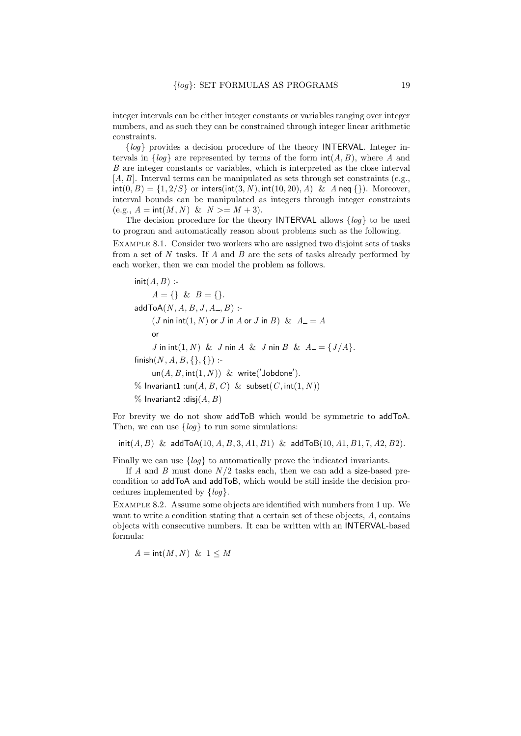integer intervals can be either integer constants or variables ranging over integer numbers, and as such they can be constrained through integer linear arithmetic constraints.

{*log*} provides a decision procedure of the theory INTERVAL. Integer intervals in {*log*} are represented by terms of the form $\mathsf{int}(A, B)$, where $A$ and $B$ are integer constants or variables, which is interpreted as the close interval $[A, B]$. Interval terms can be manipulated as sets through set constraints (e.g., $\mathsf{int}(0, B) = \{1, 2/S\}$ or $\mathsf{inters}(\mathsf{int}(3, N), \mathsf{int}(10, 20), A)\ \ \&\ \ A\ \mathsf{neq}\ \{\}$). Moreover, interval bounds can be manipulated as integers through integer constraints (e.g., $A = \mathsf{int}(M, N)\ \ \&\ \ N >= M + 3$).

The decision procedure for the theory INTERVAL allows {*log*} to be used to program and automatically reason about problems such as the following.

Example 8.1. Consider two workers who are assigned two disjoint sets of tasks from a set of $N$ tasks. If $A$ and $B$ are the sets of tasks already performed by each worker, then we can model the problem as follows.

```
init(A, B) :-
    A = {} & B = {}.
addToA(N, A, B, J, A_, B) :-
    (J nin int(1, N) or J in A or J in B) & A_ = A
    or
    J in int(1, N) & J nin A & J nin B & A_ = {J/A}.
finish(N, A, B, {}, {}) :-
    un(A, B, int(1, N)) & write('Jobdone').
% Invariant1 :un(A, B, C) & subset(C, int(1, N))
% Invariant2 :disj(A, B)
```

For brevity we do not show addToB which would be symmetric to addToA. Then, we can use {*log*} to run some simulations:

```
init(A, B) & addToA(10, A, B, 3, A1, B1) & addToB(10, A1, B1, 7, A2, B2).
```

Finally we can use {*log*} to automatically prove the indicated invariants.

If $A$ and $B$ must done $N/2$ tasks each, then we can add a size-based precondition to addToA and addToB, which would be still inside the decision procedures implemented by {*log*}.

Example 8.2. Assume some objects are identified with numbers from 1 up. We want to write a condition stating that a certain set of these objects, $A$, contains objects with consecutive numbers. It can be written with an INTERVAL-based formula:

$$A = \mathsf{int}(M, N)\ \ \&\ \ 1 \leq M$$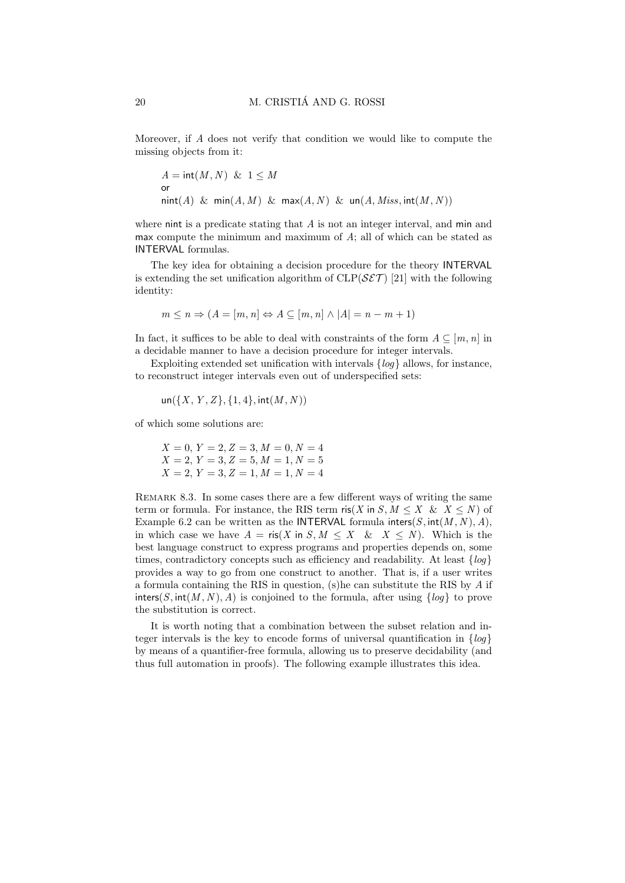Moreover, if $A$ does not verify that condition we would like to compute the missing objects from it:

$$
\begin{array}{l}
A = \mathsf{int}(M, N) \;\;\&\;\; 1 \leq M \\
\mathsf{or} \\
\mathsf{nint}(A) \;\;\&\;\; \mathsf{min}(A, M) \;\;\&\;\; \mathsf{max}(A, N) \;\;\&\;\; \mathsf{un}(A, \mathit{Miss}, \mathsf{int}(M, N))
\end{array}
$$

where nint is a predicate stating that $A$ is not an integer interval, and min and max compute the minimum and maximum of $A$; all of which can be stated as INTERVAL formulas.

The key idea for obtaining a decision procedure for the theory INTERVAL is extending the set unification algorithm of CLP($\mathcal{SET}$) [21] with the following identity:

$$
m \leq n \Rightarrow (A = [m, n] \Leftrightarrow A \subseteq [m, n] \wedge |A| = n - m + 1)
$$

In fact, it suffices to be able to deal with constraints of the form $A \subseteq [m, n]$ in a decidable manner to have a decision procedure for integer intervals.

Exploiting extended set unification with intervals $\{log\}$ allows, for instance, to reconstruct integer intervals even out of underspecified sets:

$$
\mathsf{un}(\{X, Y, Z\}, \{1, 4\}, \mathsf{int}(M, N))
$$

of which some solutions are:

$$
\begin{array}{l}
X = 0,\ Y = 2,\ Z = 3,\ M = 0,\ N = 4 \\
X = 2,\ Y = 3,\ Z = 5,\ M = 1,\ N = 5 \\
X = 2,\ Y = 3,\ Z = 1,\ M = 1,\ N = 4
\end{array}
$$

Remark 8.3. In some cases there are a few different ways of writing the same term or formula. For instance, the RIS term $\mathsf{ris}(X \text{ in } S, M \leq X \;\;\&\;\; X \leq N)$ of Example 6.2 can be written as the INTERVAL formula $\mathsf{inters}(S, \mathsf{int}(M, N), A)$, in which case we have $A = \mathsf{ris}(X \text{ in } S, M \leq X \;\;\&\;\; X \leq N)$. Which is the best language construct to express programs and properties depends on, some times, contradictory concepts such as efficiency and readability. At least $\{log\}$ provides a way to go from one construct to another. That is, if a user writes a formula containing the RIS in question, (s)he can substitute the RIS by $A$ if $\mathsf{inters}(S, \mathsf{int}(M, N), A)$ is conjoined to the formula, after using $\{log\}$ to prove the substitution is correct.

It is worth noting that a combination between the subset relation and integer intervals is the key to encode forms of universal quantification in $\{log\}$ by means of a quantifier-free formula, allowing us to preserve decidability (and thus full automation in proofs). The following example illustrates this idea.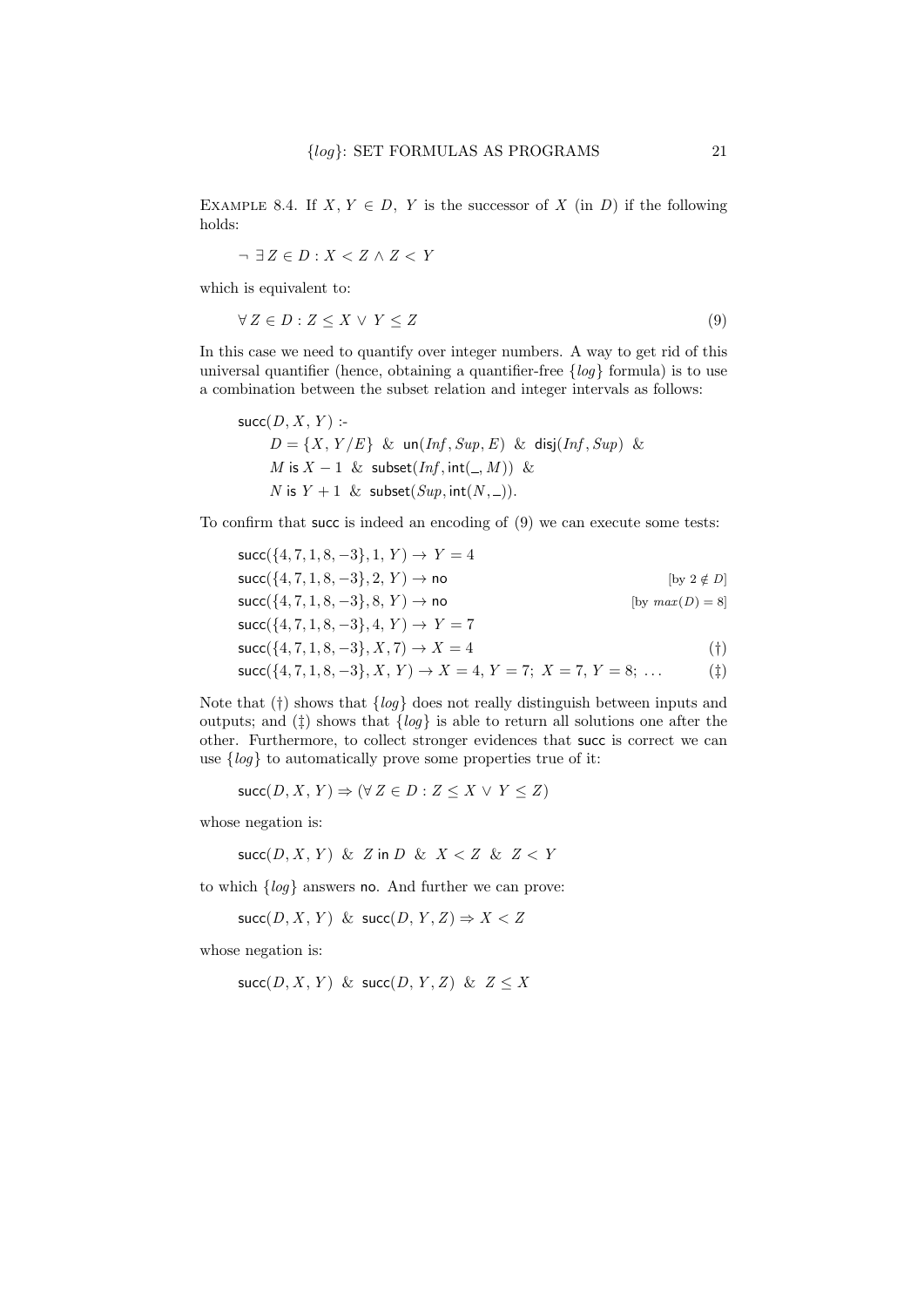EXAMPLE 8.4. If $X, Y \in D$, $Y$ is the successor of $X$ (in $D$) if the following holds:

$$\neg \exists Z \in D : X < Z \land Z < Y$$

which is equivalent to:

$$\forall Z \in D : Z \leq X \lor Y \leq Z \tag{9}$$

In this case we need to quantify over integer numbers. A way to get rid of this universal quantifier (hence, obtaining a quantifier-free $\{log\}$ formula) is to use a combination between the subset relation and integer intervals as follows:

```
succ(D, X, Y) :-
    D = {X, Y/E} & un(Inf, Sup, E) & disj(Inf, Sup) &
    M is X − 1 & subset(Inf, int(_, M)) &
    N is Y + 1 & subset(Sup, int(N, _)).
```

To confirm that succ is indeed an encoding of (9) we can execute some tests:

$\mathsf{succ}(\{4, 7, 1, 8, -3\}, 1, Y) \rightarrow Y = 4$

$\mathsf{succ}(\{4, 7, 1, 8, -3\}, 2, Y) \rightarrow \mathsf{no}$ [by $2 \notin D$]

$\mathsf{succ}(\{4, 7, 1, 8, -3\}, 8, Y) \rightarrow \mathsf{no}$ [by $max(D) = 8$]

$\mathsf{succ}(\{4, 7, 1, 8, -3\}, 4, Y) \rightarrow Y = 7$

$\mathsf{succ}(\{4, 7, 1, 8, -3\}, X, 7) \rightarrow X = 4$ (†)

$\mathsf{succ}(\{4, 7, 1, 8, -3\}, X, Y) \rightarrow X = 4, Y = 7;\ X = 7, Y = 8;\ \dots$ (‡)

Note that (†) shows that $\{log\}$ does not really distinguish between inputs and outputs; and (‡) shows that $\{log\}$ is able to return all solutions one after the other. Furthermore, to collect stronger evidences that succ is correct we can use $\{log\}$ to automatically prove some properties true of it:

$$\mathsf{succ}(D, X, Y) \Rightarrow (\forall Z \in D : Z \leq X \lor Y \leq Z)$$

whose negation is:

$$\mathsf{succ}(D, X, Y) \ \&\ Z \ \mathsf{in}\ D \ \&\ X < Z \ \&\ Z < Y$$

to which $\{log\}$ answers no. And further we can prove:

$$\mathsf{succ}(D, X, Y) \ \&\ \mathsf{succ}(D, Y, Z) \Rightarrow X < Z$$

whose negation is:

$$\mathsf{succ}(D, X, Y) \ \&\ \mathsf{succ}(D, Y, Z) \ \&\ Z \leq X$$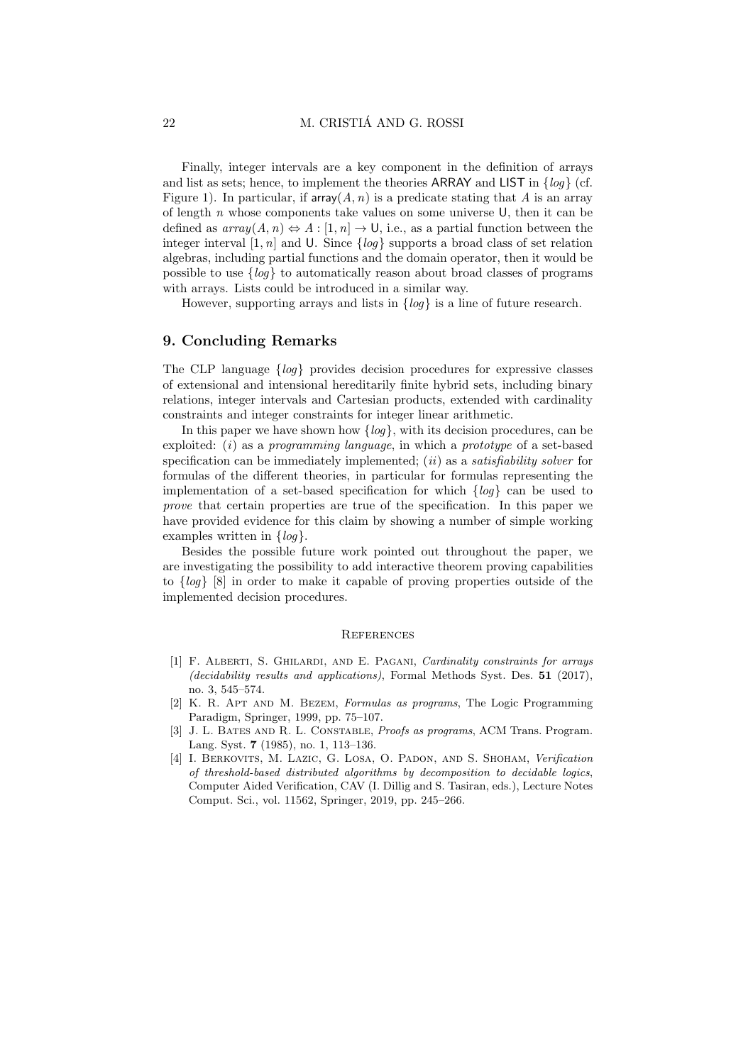Finally, integer intervals are a key component in the definition of arrays and list as sets; hence, to implement the theories ARRAY and LIST in $\{log\}$ (cf. Figure 1). In particular, if $\mathsf{array}(A, n)$ is a predicate stating that $A$ is an array of length $n$ whose components take values on some universe $\mathsf{U}$, then it can be defined as $array(A, n) \Leftrightarrow A : [1, n] \to \mathsf{U}$, i.e., as a partial function between the integer interval $[1, n]$ and $\mathsf{U}$. Since $\{log\}$ supports a broad class of set relation algebras, including partial functions and the domain operator, then it would be possible to use $\{log\}$ to automatically reason about broad classes of programs with arrays. Lists could be introduced in a similar way.

However, supporting arrays and lists in $\{log\}$ is a line of future research.

## 9. Concluding Remarks

The CLP language $\{log\}$ provides decision procedures for expressive classes of extensional and intensional hereditarily finite hybrid sets, including binary relations, integer intervals and Cartesian products, extended with cardinality constraints and integer constraints for integer linear arithmetic.

In this paper we have shown how $\{log\}$, with its decision procedures, can be exploited: $(i)$ as a *programming language*, in which a *prototype* of a set-based specification can be immediately implemented; $(ii)$ as a *satisfiability solver* for formulas of the different theories, in particular for formulas representing the implementation of a set-based specification for which $\{log\}$ can be used to *prove* that certain properties are true of the specification. In this paper we have provided evidence for this claim by showing a number of simple working examples written in $\{log\}$.

Besides the possible future work pointed out throughout the paper, we are investigating the possibility to add interactive theorem proving capabilities to $\{log\}$ [8] in order to make it capable of proving properties outside of the implemented decision procedures.

### References

[1] F. Alberti, S. Ghilardi, and E. Pagani, *Cardinality constraints for arrays (decidability results and applications)*, Formal Methods Syst. Des. **51** (2017), no. 3, 545–574.

[2] K. R. Apt and M. Bezem, *Formulas as programs*, The Logic Programming Paradigm, Springer, 1999, pp. 75–107.

[3] J. L. Bates and R. L. Constable, *Proofs as programs*, ACM Trans. Program. Lang. Syst. **7** (1985), no. 1, 113–136.

[4] I. Berkovits, M. Lazic, G. Losa, O. Padon, and S. Shoham, *Verification of threshold-based distributed algorithms by decomposition to decidable logics*, Computer Aided Verification, CAV (I. Dillig and S. Tasiran, eds.), Lecture Notes Comput. Sci., vol. 11562, Springer, 2019, pp. 245–266.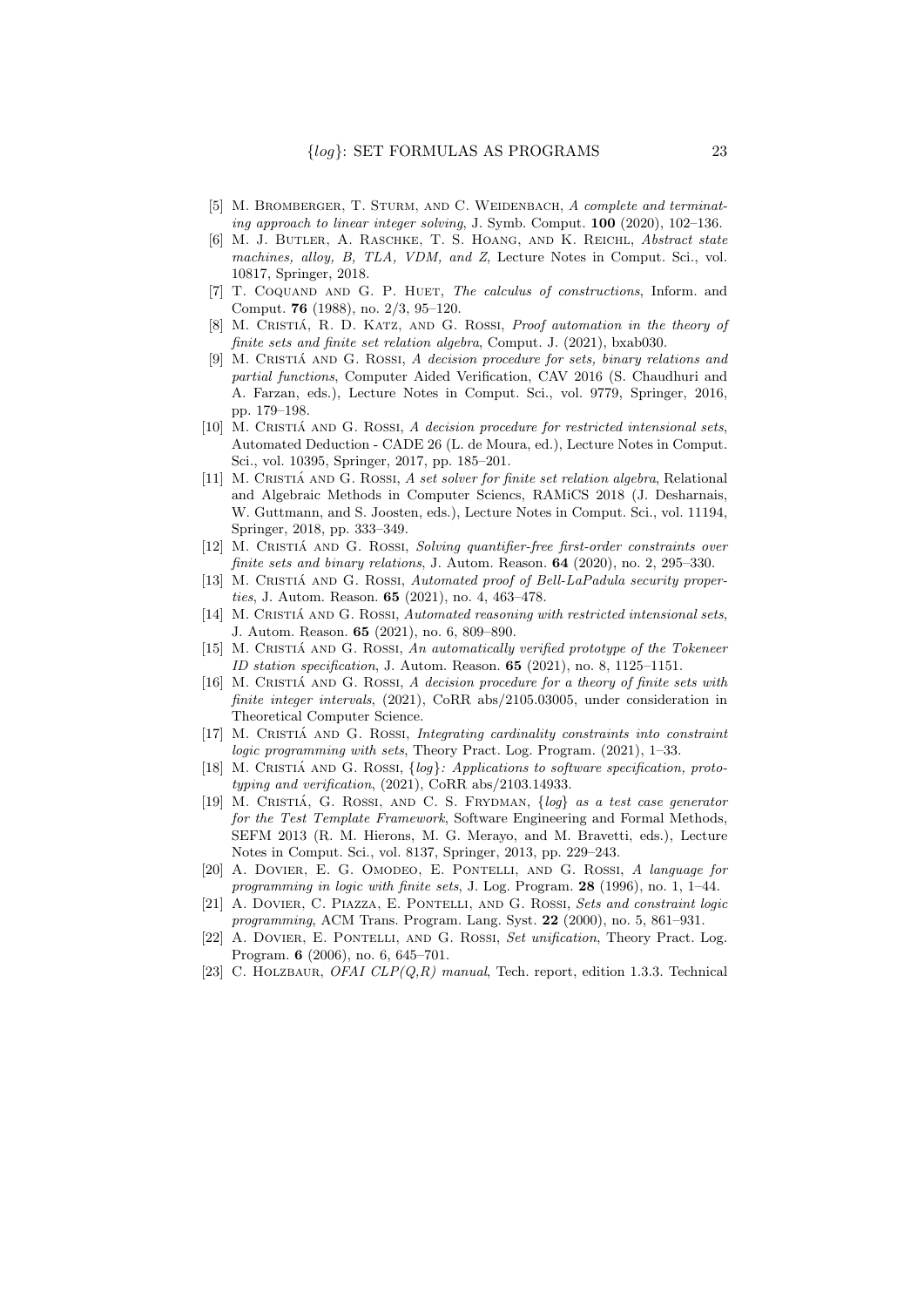[5] M. Bromberger, T. Sturm, and C. Weidenbach, *A complete and terminating approach to linear integer solving*, J. Symb. Comput. **100** (2020), 102–136.

[6] M. J. Butler, A. Raschke, T. S. Hoang, and K. Reichl, *Abstract state machines, alloy, B, TLA, VDM, and Z*, Lecture Notes in Comput. Sci., vol. 10817, Springer, 2018.

[7] T. Coquand and G. P. Huet, *The calculus of constructions*, Inform. and Comput. **76** (1988), no. 2/3, 95–120.

[8] M. Cristiá, R. D. Katz, and G. Rossi, *Proof automation in the theory of finite sets and finite set relation algebra*, Comput. J. (2021), bxab030.

[9] M. Cristiá and G. Rossi, *A decision procedure for sets, binary relations and partial functions*, Computer Aided Verification, CAV 2016 (S. Chaudhuri and A. Farzan, eds.), Lecture Notes in Comput. Sci., vol. 9779, Springer, 2016, pp. 179–198.

[10] M. Cristiá and G. Rossi, *A decision procedure for restricted intensional sets*, Automated Deduction - CADE 26 (L. de Moura, ed.), Lecture Notes in Comput. Sci., vol. 10395, Springer, 2017, pp. 185–201.

[11] M. Cristiá and G. Rossi, *A set solver for finite set relation algebra*, Relational and Algebraic Methods in Computer Sciencs, RAMiCS 2018 (J. Desharnais, W. Guttmann, and S. Joosten, eds.), Lecture Notes in Comput. Sci., vol. 11194, Springer, 2018, pp. 333–349.

[12] M. Cristiá and G. Rossi, *Solving quantifier-free first-order constraints over finite sets and binary relations*, J. Autom. Reason. **64** (2020), no. 2, 295–330.

[13] M. Cristiá and G. Rossi, *Automated proof of Bell-LaPadula security properties*, J. Autom. Reason. **65** (2021), no. 4, 463–478.

[14] M. Cristiá and G. Rossi, *Automated reasoning with restricted intensional sets*, J. Autom. Reason. **65** (2021), no. 6, 809–890.

[15] M. Cristiá and G. Rossi, *An automatically verified prototype of the Tokeneer ID station specification*, J. Autom. Reason. **65** (2021), no. 8, 1125–1151.

[16] M. Cristiá and G. Rossi, *A decision procedure for a theory of finite sets with finite integer intervals*, (2021), CoRR abs/2105.03005, under consideration in Theoretical Computer Science.

[17] M. Cristiá and G. Rossi, *Integrating cardinality constraints into constraint logic programming with sets*, Theory Pract. Log. Program. (2021), 1–33.

[18] M. Cristiá and G. Rossi, *{log}: Applications to software specification, prototyping and verification*, (2021), CoRR abs/2103.14933.

[19] M. Cristiá, G. Rossi, and C. S. Frydman, *{log} as a test case generator for the Test Template Framework*, Software Engineering and Formal Methods, SEFM 2013 (R. M. Hierons, M. G. Merayo, and M. Bravetti, eds.), Lecture Notes in Comput. Sci., vol. 8137, Springer, 2013, pp. 229–243.

[20] A. Dovier, E. G. Omodeo, E. Pontelli, and G. Rossi, *A language for programming in logic with finite sets*, J. Log. Program. **28** (1996), no. 1, 1–44.

[21] A. Dovier, C. Piazza, E. Pontelli, and G. Rossi, *Sets and constraint logic programming*, ACM Trans. Program. Lang. Syst. **22** (2000), no. 5, 861–931.

[22] A. Dovier, E. Pontelli, and G. Rossi, *Set unification*, Theory Pract. Log. Program. **6** (2006), no. 6, 645–701.

[23] C. Holzbaur, *OFAI CLP(Q,R) manual*, Tech. report, edition 1.3.3. Technical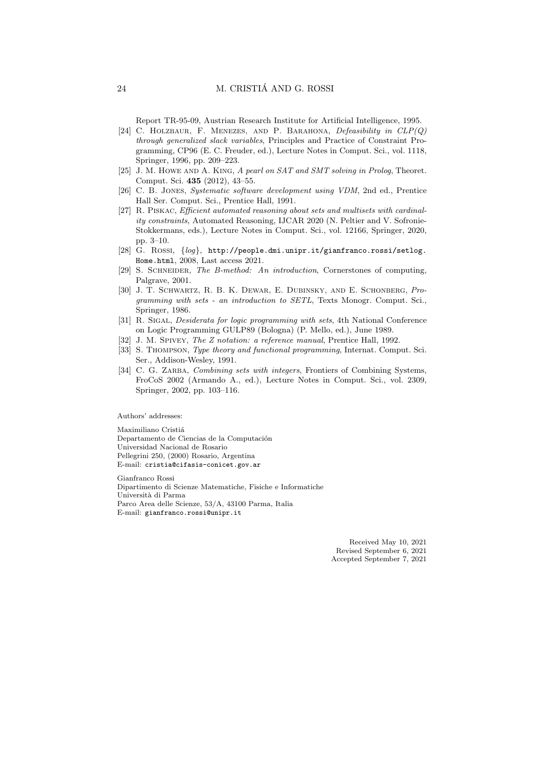Report TR-95-09, Austrian Research Institute for Artificial Intelligence, 1995.

[24] C. Holzbaur, F. Menezes, and P. Barahona, *Defeasibility in CLP(Q) through generalized slack variables*, Principles and Practice of Constraint Programming, CP96 (E. C. Freuder, ed.), Lecture Notes in Comput. Sci., vol. 1118, Springer, 1996, pp. 209–223.

[25] J. M. Howe and A. King, *A pearl on SAT and SMT solving in Prolog*, Theoret. Comput. Sci. **435** (2012), 43–55.

[26] C. B. Jones, *Systematic software development using VDM*, 2nd ed., Prentice Hall Ser. Comput. Sci., Prentice Hall, 1991.

[27] R. Piskac, *Efficient automated reasoning about sets and multisets with cardinality constraints*, Automated Reasoning, IJCAR 2020 (N. Peltier and V. Sofronie-Stokkermans, eds.), Lecture Notes in Comput. Sci., vol. 12166, Springer, 2020, pp. 3–10.

[28] G. Rossi, {*log*}, `http://people.dmi.unipr.it/gianfranco.rossi/setlog.Home.html`, 2008, Last access 2021.

[29] S. Schneider, *The B-method: An introduction*, Cornerstones of computing, Palgrave, 2001.

[30] J. T. Schwartz, R. B. K. Dewar, E. Dubinsky, and E. Schonberg, *Programming with sets - an introduction to SETL*, Texts Monogr. Comput. Sci., Springer, 1986.

[31] R. Sigal, *Desiderata for logic programming with sets*, 4th National Conference on Logic Programming GULP89 (Bologna) (P. Mello, ed.), June 1989.

[32] J. M. Spivey, *The Z notation: a reference manual*, Prentice Hall, 1992.

[33] S. Thompson, *Type theory and functional programming*, Internat. Comput. Sci. Ser., Addison-Wesley, 1991.

[34] C. G. Zarba, *Combining sets with integers*, Frontiers of Combining Systems, FroCoS 2002 (Armando A., ed.), Lecture Notes in Comput. Sci., vol. 2309, Springer, 2002, pp. 103–116.

Authors' addresses:

Maximiliano Cristiá
Departamento de Ciencias de la Computación
Universidad Nacional de Rosario
Pellegrini 250, (2000) Rosario, Argentina
E-mail: `cristia@cifasis-conicet.gov.ar`

Gianfranco Rossi
Dipartimento di Scienze Matematiche, Fisiche e Informatiche
Università di Parma
Parco Area delle Scienze, 53/A, 43100 Parma, Italia
E-mail: `gianfranco.rossi@unipr.it`

Received May 10, 2021
Revised September 6, 2021
Accepted September 7, 2021